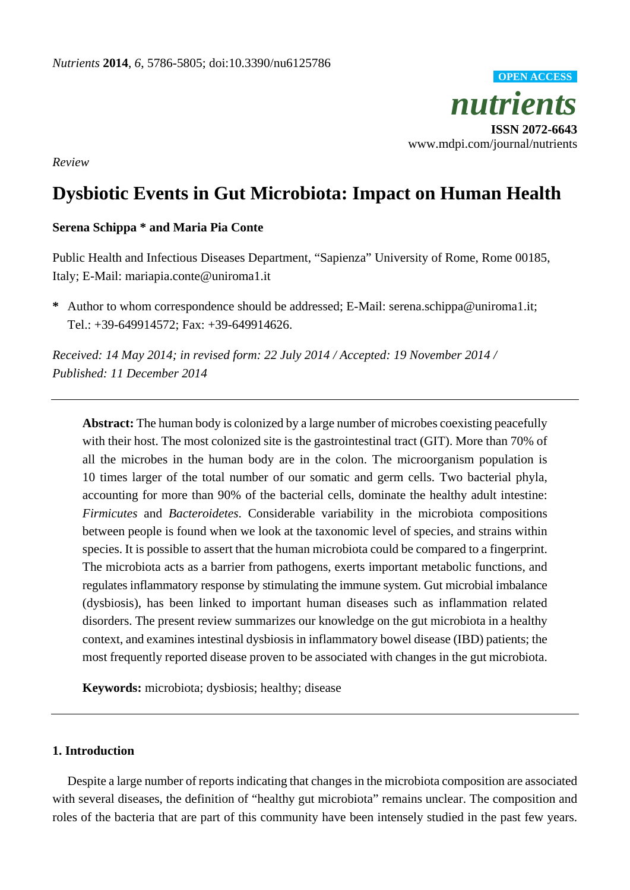*Review*

# Dysbiotic Events in Gut Microbiota: Impact on Human Health

**Serena Schippa * and Maria Pia Conte**

Public Health and Infectious Diseases Department, "Sapienza" University of Rome, Rome 00185, Italy; E-Mail: mariapia.conte@uniroma1.it

**\*** Author to whom correspondence should be addressed; E-Mail: serena.schippa@uniroma1.it; Tel.: +39-649914572; Fax: +39-649914626.

*Received: 14 May 2014; in revised form: 22 July 2014 / Accepted: 19 November 2014 / Published: 11 December 2014*

---

**Abstract:** The human body is colonized by a large number of microbes coexisting peacefully with their host. The most colonized site is the gastrointestinal tract (GIT). More than 70% of all the microbes in the human body are in the colon. The microorganism population is 10 times larger of the total number of our somatic and germ cells. Two bacterial phyla, accounting for more than 90% of the bacterial cells, dominate the healthy adult intestine: *Firmicutes* and *Bacteroidetes*. Considerable variability in the microbiota compositions between people is found when we look at the taxonomic level of species, and strains within species. It is possible to assert that the human microbiota could be compared to a fingerprint. The microbiota acts as a barrier from pathogens, exerts important metabolic functions, and regulates inflammatory response by stimulating the immune system. Gut microbial imbalance (dysbiosis), has been linked to important human diseases such as inflammation related disorders. The present review summarizes our knowledge on the gut microbiota in a healthy context, and examines intestinal dysbiosis in inflammatory bowel disease (IBD) patients; the most frequently reported disease proven to be associated with changes in the gut microbiota.

**Keywords:** microbiota; dysbiosis; healthy; disease

---

## 1. Introduction

Despite a large number of reports indicating that changes in the microbiota composition are associated with several diseases, the definition of "healthy gut microbiota" remains unclear. The composition and roles of the bacteria that are part of this community have been intensely studied in the past few years.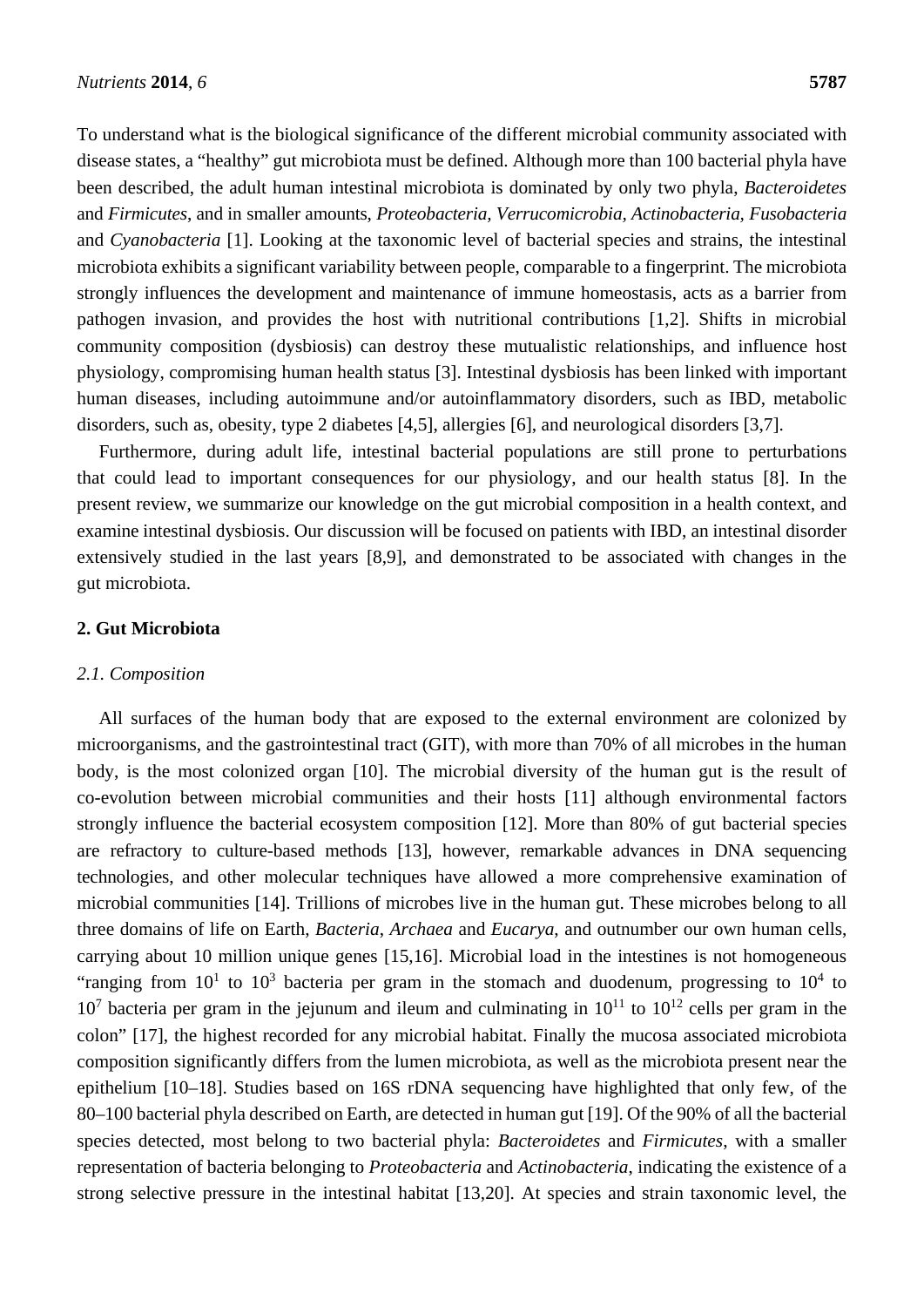To understand what is the biological significance of the different microbial community associated with disease states, a "healthy" gut microbiota must be defined. Although more than 100 bacterial phyla have been described, the adult human intestinal microbiota is dominated by only two phyla, *Bacteroidetes* and *Firmicutes*, and in smaller amounts, *Proteobacteria*, *Verrucomicrobia*, *Actinobacteria*, *Fusobacteria* and *Cyanobacteria* [1]. Looking at the taxonomic level of bacterial species and strains, the intestinal microbiota exhibits a significant variability between people, comparable to a fingerprint. The microbiota strongly influences the development and maintenance of immune homeostasis, acts as a barrier from pathogen invasion, and provides the host with nutritional contributions [1,2]. Shifts in microbial community composition (dysbiosis) can destroy these mutualistic relationships, and influence host physiology, compromising human health status [3]. Intestinal dysbiosis has been linked with important human diseases, including autoimmune and/or autoinflammatory disorders, such as IBD, metabolic disorders, such as, obesity, type 2 diabetes [4,5], allergies [6], and neurological disorders [3,7].

Furthermore, during adult life, intestinal bacterial populations are still prone to perturbations that could lead to important consequences for our physiology, and our health status [8]. In the present review, we summarize our knowledge on the gut microbial composition in a health context, and examine intestinal dysbiosis. Our discussion will be focused on patients with IBD, an intestinal disorder extensively studied in the last years [8,9], and demonstrated to be associated with changes in the gut microbiota.

## 2. Gut Microbiota

### 2.1. Composition

All surfaces of the human body that are exposed to the external environment are colonized by microorganisms, and the gastrointestinal tract (GIT), with more than 70% of all microbes in the human body, is the most colonized organ [10]. The microbial diversity of the human gut is the result of co-evolution between microbial communities and their hosts [11] although environmental factors strongly influence the bacterial ecosystem composition [12]. More than 80% of gut bacterial species are refractory to culture-based methods [13], however, remarkable advances in DNA sequencing technologies, and other molecular techniques have allowed a more comprehensive examination of microbial communities [14]. Trillions of microbes live in the human gut. These microbes belong to all three domains of life on Earth, *Bacteria*, *Archaea* and *Eucarya*, and outnumber our own human cells, carrying about 10 million unique genes [15,16]. Microbial load in the intestines is not homogeneous "ranging from $10^1$ to $10^3$ bacteria per gram in the stomach and duodenum, progressing to $10^4$ to $10^7$ bacteria per gram in the jejunum and ileum and culminating in $10^{11}$ to $10^{12}$ cells per gram in the colon" [17], the highest recorded for any microbial habitat. Finally the mucosa associated microbiota composition significantly differs from the lumen microbiota, as well as the microbiota present near the epithelium [10–18]. Studies based on 16S rDNA sequencing have highlighted that only few, of the 80–100 bacterial phyla described on Earth, are detected in human gut [19]. Of the 90% of all the bacterial species detected, most belong to two bacterial phyla: *Bacteroidetes* and *Firmicutes*, with a smaller representation of bacteria belonging to *Proteobacteria* and *Actinobacteria*, indicating the existence of a strong selective pressure in the intestinal habitat [13,20]. At species and strain taxonomic level, the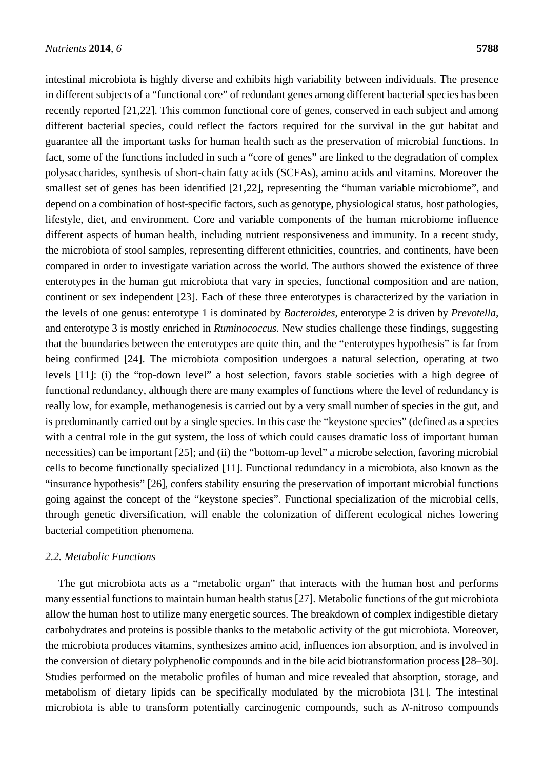intestinal microbiota is highly diverse and exhibits high variability between individuals. The presence in different subjects of a "functional core" of redundant genes among different bacterial species has been recently reported [21,22]. This common functional core of genes, conserved in each subject and among different bacterial species, could reflect the factors required for the survival in the gut habitat and guarantee all the important tasks for human health such as the preservation of microbial functions. In fact, some of the functions included in such a "core of genes" are linked to the degradation of complex polysaccharides, synthesis of short-chain fatty acids (SCFAs), amino acids and vitamins. Moreover the smallest set of genes has been identified [21,22], representing the "human variable microbiome", and depend on a combination of host-specific factors, such as genotype, physiological status, host pathologies, lifestyle, diet, and environment. Core and variable components of the human microbiome influence different aspects of human health, including nutrient responsiveness and immunity. In a recent study, the microbiota of stool samples, representing different ethnicities, countries, and continents, have been compared in order to investigate variation across the world. The authors showed the existence of three enterotypes in the human gut microbiota that vary in species, functional composition and are nation, continent or sex independent [23]. Each of these three enterotypes is characterized by the variation in the levels of one genus: enterotype 1 is dominated by *Bacteroides*, enterotype 2 is driven by *Prevotella*, and enterotype 3 is mostly enriched in *Ruminococcus.* New studies challenge these findings, suggesting that the boundaries between the enterotypes are quite thin, and the "enterotypes hypothesis" is far from being confirmed [24]. The microbiota composition undergoes a natural selection, operating at two levels [11]: (i) the "top-down level" a host selection, favors stable societies with a high degree of functional redundancy, although there are many examples of functions where the level of redundancy is really low, for example, methanogenesis is carried out by a very small number of species in the gut, and is predominantly carried out by a single species. In this case the "keystone species" (defined as a species with a central role in the gut system, the loss of which could causes dramatic loss of important human necessities) can be important [25]; and (ii) the "bottom-up level" a microbe selection, favoring microbial cells to become functionally specialized [11]. Functional redundancy in a microbiota, also known as the "insurance hypothesis" [26], confers stability ensuring the preservation of important microbial functions going against the concept of the "keystone species". Functional specialization of the microbial cells, through genetic diversification, will enable the colonization of different ecological niches lowering bacterial competition phenomena.

### *2.2. Metabolic Functions*

The gut microbiota acts as a "metabolic organ" that interacts with the human host and performs many essential functions to maintain human health status [27]. Metabolic functions of the gut microbiota allow the human host to utilize many energetic sources. The breakdown of complex indigestible dietary carbohydrates and proteins is possible thanks to the metabolic activity of the gut microbiota. Moreover, the microbiota produces vitamins, synthesizes amino acid, influences ion absorption, and is involved in the conversion of dietary polyphenolic compounds and in the bile acid biotransformation process [28–30]. Studies performed on the metabolic profiles of human and mice revealed that absorption, storage, and metabolism of dietary lipids can be specifically modulated by the microbiota [31]. The intestinal microbiota is able to transform potentially carcinogenic compounds, such as *N*-nitroso compounds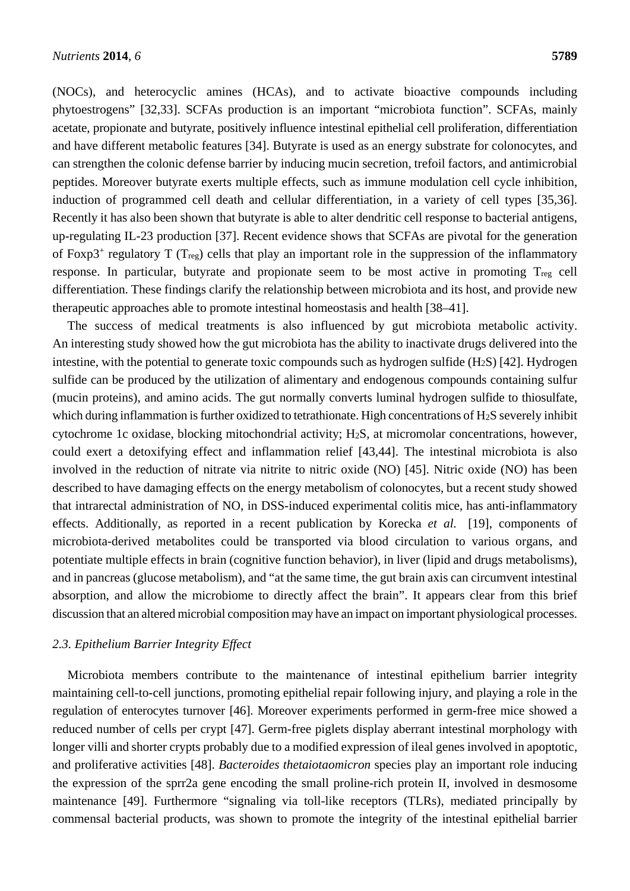(NOCs), and heterocyclic amines (HCAs), and to activate bioactive compounds including phytoestrogens" [32,33]. SCFAs production is an important "microbiota function". SCFAs, mainly acetate, propionate and butyrate, positively influence intestinal epithelial cell proliferation, differentiation and have different metabolic features [34]. Butyrate is used as an energy substrate for colonocytes, and can strengthen the colonic defense barrier by inducing mucin secretion, trefoil factors, and antimicrobial peptides. Moreover butyrate exerts multiple effects, such as immune modulation cell cycle inhibition, induction of programmed cell death and cellular differentiation, in a variety of cell types [35,36]. Recently it has also been shown that butyrate is able to alter dendritic cell response to bacterial antigens, up-regulating IL-23 production [37]. Recent evidence shows that SCFAs are pivotal for the generation of Foxp3$^+$ regulatory T ($T_{reg}$) cells that play an important role in the suppression of the inflammatory response. In particular, butyrate and propionate seem to be most active in promoting $T_{reg}$ cell differentiation. These findings clarify the relationship between microbiota and its host, and provide new therapeutic approaches able to promote intestinal homeostasis and health [38–41].

The success of medical treatments is also influenced by gut microbiota metabolic activity. An interesting study showed how the gut microbiota has the ability to inactivate drugs delivered into the intestine, with the potential to generate toxic compounds such as hydrogen sulfide ($H_2S$) [42]. Hydrogen sulfide can be produced by the utilization of alimentary and endogenous compounds containing sulfur (mucin proteins), and amino acids. The gut normally converts luminal hydrogen sulfide to thiosulfate, which during inflammation is further oxidized to tetrathionate. High concentrations of $H_2S$ severely inhibit cytochrome 1c oxidase, blocking mitochondrial activity; $H_2S$, at micromolar concentrations, however, could exert a detoxifying effect and inflammation relief [43,44]. The intestinal microbiota is also involved in the reduction of nitrate via nitrite to nitric oxide (NO) [45]. Nitric oxide (NO) has been described to have damaging effects on the energy metabolism of colonocytes, but a recent study showed that intrarectal administration of NO, in DSS-induced experimental colitis mice, has anti-inflammatory effects. Additionally, as reported in a recent publication by Korecka *et al.* [19], components of microbiota-derived metabolites could be transported via blood circulation to various organs, and potentiate multiple effects in brain (cognitive function behavior), in liver (lipid and drugs metabolisms), and in pancreas (glucose metabolism), and "at the same time, the gut brain axis can circumvent intestinal absorption, and allow the microbiome to directly affect the brain". It appears clear from this brief discussion that an altered microbial composition may have an impact on important physiological processes.

### *2.3. Epithelium Barrier Integrity Effect*

Microbiota members contribute to the maintenance of intestinal epithelium barrier integrity maintaining cell-to-cell junctions, promoting epithelial repair following injury, and playing a role in the regulation of enterocytes turnover [46]. Moreover experiments performed in germ-free mice showed a reduced number of cells per crypt [47]. Germ-free piglets display aberrant intestinal morphology with longer villi and shorter crypts probably due to a modified expression of ileal genes involved in apoptotic, and proliferative activities [48]. *Bacteroides thetaiotaomicron* species play an important role inducing the expression of the sprr2a gene encoding the small proline-rich protein II, involved in desmosome maintenance [49]. Furthermore "signaling via toll-like receptors (TLRs), mediated principally by commensal bacterial products, was shown to promote the integrity of the intestinal epithelial barrier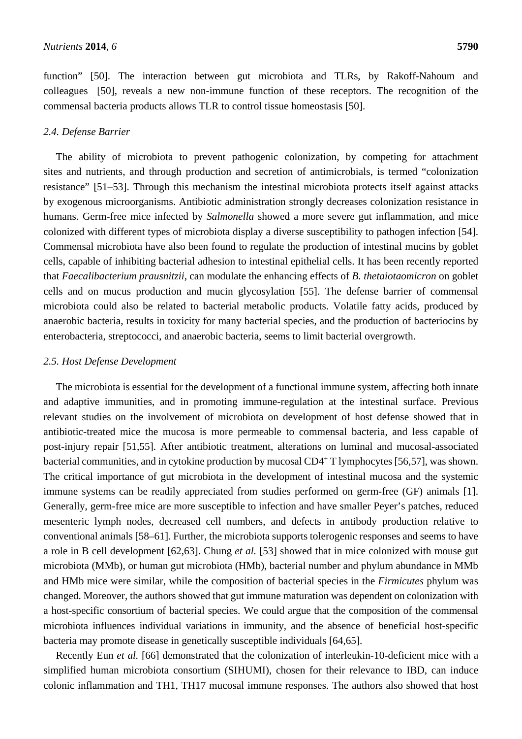function" [50]. The interaction between gut microbiota and TLRs, by Rakoff-Nahoum and colleagues [50], reveals a new non-immune function of these receptors. The recognition of the commensal bacteria products allows TLR to control tissue homeostasis [50].

### *2.4. Defense Barrier*

The ability of microbiota to prevent pathogenic colonization, by competing for attachment sites and nutrients, and through production and secretion of antimicrobials, is termed "colonization resistance" [51–53]. Through this mechanism the intestinal microbiota protects itself against attacks by exogenous microorganisms. Antibiotic administration strongly decreases colonization resistance in humans. Germ-free mice infected by *Salmonella* showed a more severe gut inflammation, and mice colonized with different types of microbiota display a diverse susceptibility to pathogen infection [54]. Commensal microbiota have also been found to regulate the production of intestinal mucins by goblet cells, capable of inhibiting bacterial adhesion to intestinal epithelial cells. It has been recently reported that *Faecalibacterium prausnitzii*, can modulate the enhancing effects of *B. thetaiotaomicron* on goblet cells and on mucus production and mucin glycosylation [55]. The defense barrier of commensal microbiota could also be related to bacterial metabolic products. Volatile fatty acids, produced by anaerobic bacteria, results in toxicity for many bacterial species, and the production of bacteriocins by enterobacteria, streptococci, and anaerobic bacteria, seems to limit bacterial overgrowth.

### *2.5. Host Defense Development*

The microbiota is essential for the development of a functional immune system, affecting both innate and adaptive immunities, and in promoting immune-regulation at the intestinal surface. Previous relevant studies on the involvement of microbiota on development of host defense showed that in antibiotic-treated mice the mucosa is more permeable to commensal bacteria, and less capable of post-injury repair [51,55]. After antibiotic treatment, alterations on luminal and mucosal-associated bacterial communities, and in cytokine production by mucosal $CD4^+$ T lymphocytes [56,57], was shown. The critical importance of gut microbiota in the development of intestinal mucosa and the systemic immune systems can be readily appreciated from studies performed on germ-free (GF) animals [1]. Generally, germ-free mice are more susceptible to infection and have smaller Peyer's patches, reduced mesenteric lymph nodes, decreased cell numbers, and defects in antibody production relative to conventional animals [58–61]. Further, the microbiota supports tolerogenic responses and seems to have a role in B cell development [62,63]. Chung *et al.* [53] showed that in mice colonized with mouse gut microbiota (MMb), or human gut microbiota (HMb), bacterial number and phylum abundance in MMb and HMb mice were similar, while the composition of bacterial species in the *Firmicutes* phylum was changed. Moreover, the authors showed that gut immune maturation was dependent on colonization with a host-specific consortium of bacterial species. We could argue that the composition of the commensal microbiota influences individual variations in immunity, and the absence of beneficial host-specific bacteria may promote disease in genetically susceptible individuals [64,65].

Recently Eun *et al.* [66] demonstrated that the colonization of interleukin-10-deficient mice with a simplified human microbiota consortium (SIHUMI), chosen for their relevance to IBD, can induce colonic inflammation and TH1, TH17 mucosal immune responses. The authors also showed that host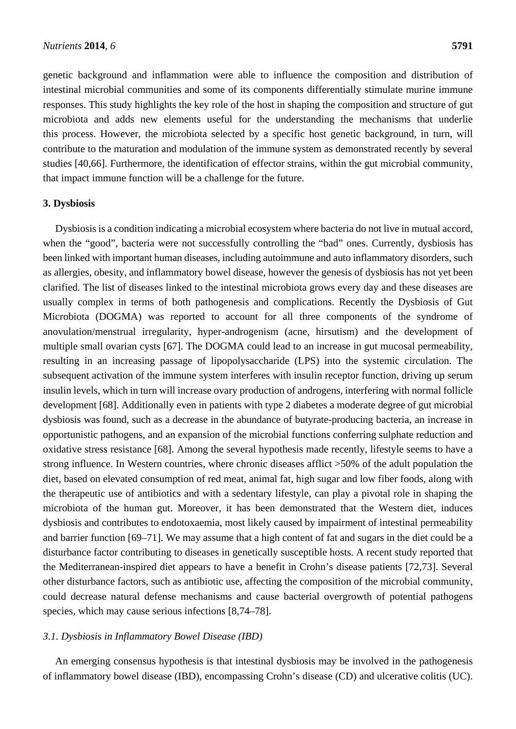genetic background and inflammation were able to influence the composition and distribution of intestinal microbial communities and some of its components differentially stimulate murine immune responses. This study highlights the key role of the host in shaping the composition and structure of gut microbiota and adds new elements useful for the understanding the mechanisms that underlie this process. However, the microbiota selected by a specific host genetic background, in turn, will contribute to the maturation and modulation of the immune system as demonstrated recently by several studies [40,66]. Furthermore, the identification of effector strains, within the gut microbial community, that impact immune function will be a challenge for the future.

## 3. Dysbiosis

Dysbiosis is a condition indicating a microbial ecosystem where bacteria do not live in mutual accord, when the "good", bacteria were not successfully controlling the "bad" ones. Currently, dysbiosis has been linked with important human diseases, including autoimmune and auto inflammatory disorders, such as allergies, obesity, and inflammatory bowel disease, however the genesis of dysbiosis has not yet been clarified. The list of diseases linked to the intestinal microbiota grows every day and these diseases are usually complex in terms of both pathogenesis and complications. Recently the Dysbiosis of Gut Microbiota (DOGMA) was reported to account for all three components of the syndrome of anovulation/menstrual irregularity, hyper-androgenism (acne, hirsutism) and the development of multiple small ovarian cysts [67]. The DOGMA could lead to an increase in gut mucosal permeability, resulting in an increasing passage of lipopolysaccharide (LPS) into the systemic circulation. The subsequent activation of the immune system interferes with insulin receptor function, driving up serum insulin levels, which in turn will increase ovary production of androgens, interfering with normal follicle development [68]. Additionally even in patients with type 2 diabetes a moderate degree of gut microbial dysbiosis was found, such as a decrease in the abundance of butyrate-producing bacteria, an increase in opportunistic pathogens, and an expansion of the microbial functions conferring sulphate reduction and oxidative stress resistance [68]. Among the several hypothesis made recently, lifestyle seems to have a strong influence. In Western countries, where chronic diseases afflict >50% of the adult population the diet, based on elevated consumption of red meat, animal fat, high sugar and low fiber foods, along with the therapeutic use of antibiotics and with a sedentary lifestyle, can play a pivotal role in shaping the microbiota of the human gut. Moreover, it has been demonstrated that the Western diet, induces dysbiosis and contributes to endotoxaemia, most likely caused by impairment of intestinal permeability and barrier function [69–71]. We may assume that a high content of fat and sugars in the diet could be a disturbance factor contributing to diseases in genetically susceptible hosts. A recent study reported that the Mediterranean-inspired diet appears to have a benefit in Crohn's disease patients [72,73]. Several other disturbance factors, such as antibiotic use, affecting the composition of the microbial community, could decrease natural defense mechanisms and cause bacterial overgrowth of potential pathogens species, which may cause serious infections [8,74–78].

### *3.1. Dysbiosis in Inflammatory Bowel Disease (IBD)*

An emerging consensus hypothesis is that intestinal dysbiosis may be involved in the pathogenesis of inflammatory bowel disease (IBD), encompassing Crohn's disease (CD) and ulcerative colitis (UC).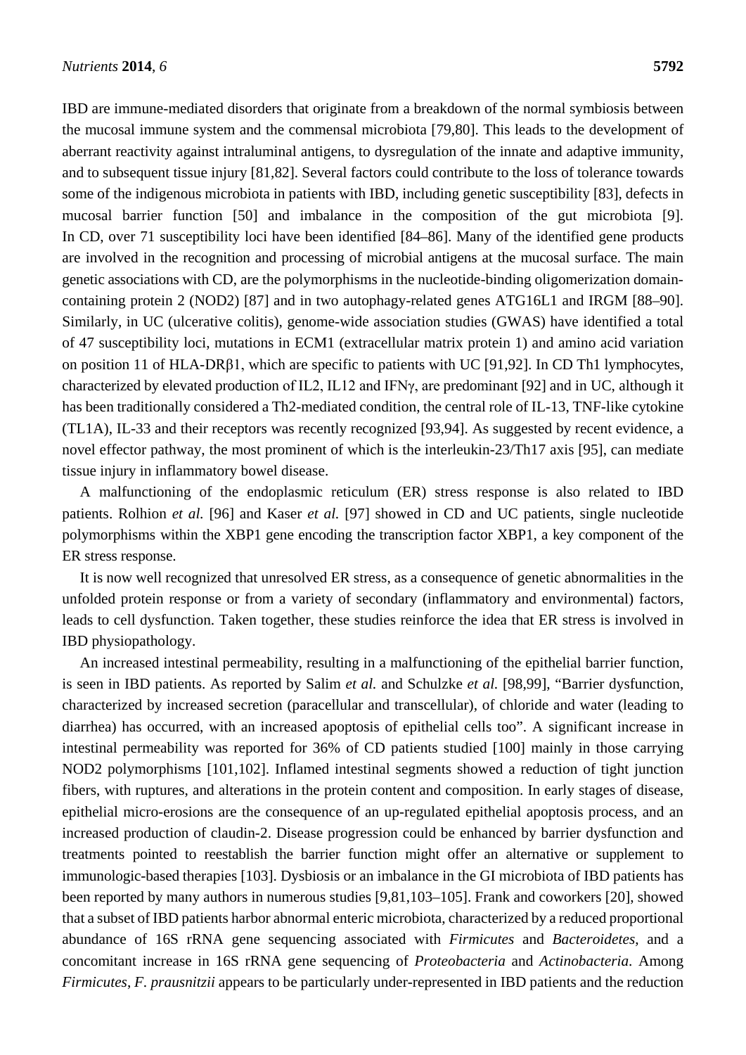IBD are immune-mediated disorders that originate from a breakdown of the normal symbiosis between the mucosal immune system and the commensal microbiota [79,80]. This leads to the development of aberrant reactivity against intraluminal antigens, to dysregulation of the innate and adaptive immunity, and to subsequent tissue injury [81,82]. Several factors could contribute to the loss of tolerance towards some of the indigenous microbiota in patients with IBD, including genetic susceptibility [83], defects in mucosal barrier function [50] and imbalance in the composition of the gut microbiota [9]. In CD, over 71 susceptibility loci have been identified [84–86]. Many of the identified gene products are involved in the recognition and processing of microbial antigens at the mucosal surface. The main genetic associations with CD, are the polymorphisms in the nucleotide-binding oligomerization domain-containing protein 2 (NOD2) [87] and in two autophagy-related genes ATG16L1 and IRGM [88–90]. Similarly, in UC (ulcerative colitis), genome-wide association studies (GWAS) have identified a total of 47 susceptibility loci, mutations in ECM1 (extracellular matrix protein 1) and amino acid variation on position 11 of HLA-DRβ1, which are specific to patients with UC [91,92]. In CD Th1 lymphocytes, characterized by elevated production of IL2, IL12 and IFNγ, are predominant [92] and in UC, although it has been traditionally considered a Th2-mediated condition, the central role of IL-13, TNF-like cytokine (TL1A), IL-33 and their receptors was recently recognized [93,94]. As suggested by recent evidence, a novel effector pathway, the most prominent of which is the interleukin-23/Th17 axis [95], can mediate tissue injury in inflammatory bowel disease.

A malfunctioning of the endoplasmic reticulum (ER) stress response is also related to IBD patients. Rolhion *et al.* [96] and Kaser *et al.* [97] showed in CD and UC patients, single nucleotide polymorphisms within the XBP1 gene encoding the transcription factor XBP1, a key component of the ER stress response.

It is now well recognized that unresolved ER stress, as a consequence of genetic abnormalities in the unfolded protein response or from a variety of secondary (inflammatory and environmental) factors, leads to cell dysfunction. Taken together, these studies reinforce the idea that ER stress is involved in IBD physiopathology.

An increased intestinal permeability, resulting in a malfunctioning of the epithelial barrier function, is seen in IBD patients. As reported by Salim *et al.* and Schulzke *et al.* [98,99], "Barrier dysfunction, characterized by increased secretion (paracellular and transcellular), of chloride and water (leading to diarrhea) has occurred, with an increased apoptosis of epithelial cells too". A significant increase in intestinal permeability was reported for 36% of CD patients studied [100] mainly in those carrying NOD2 polymorphisms [101,102]. Inflamed intestinal segments showed a reduction of tight junction fibers, with ruptures, and alterations in the protein content and composition. In early stages of disease, epithelial micro-erosions are the consequence of an up-regulated epithelial apoptosis process, and an increased production of claudin-2. Disease progression could be enhanced by barrier dysfunction and treatments pointed to reestablish the barrier function might offer an alternative or supplement to immunologic-based therapies [103]. Dysbiosis or an imbalance in the GI microbiota of IBD patients has been reported by many authors in numerous studies [9,81,103–105]. Frank and coworkers [20], showed that a subset of IBD patients harbor abnormal enteric microbiota, characterized by a reduced proportional abundance of 16S rRNA gene sequencing associated with *Firmicutes* and *Bacteroidetes*, and a concomitant increase in 16S rRNA gene sequencing of *Proteobacteria* and *Actinobacteria*. Among *Firmicutes*, *F. prausnitzii* appears to be particularly under-represented in IBD patients and the reduction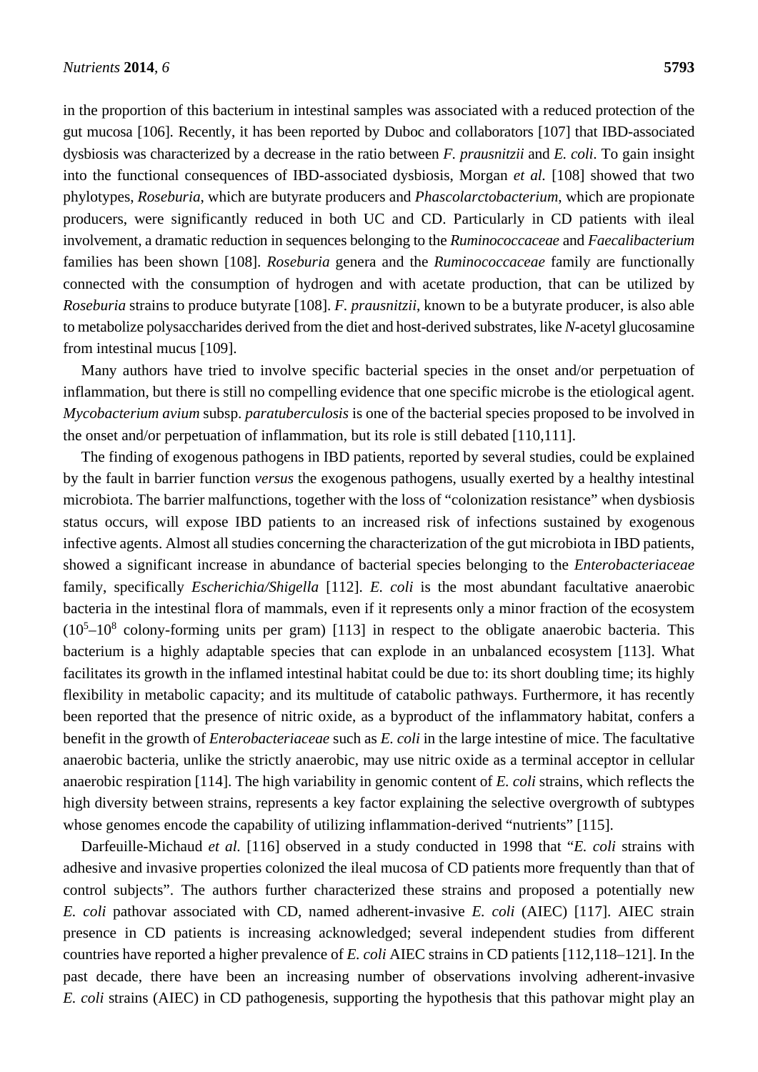in the proportion of this bacterium in intestinal samples was associated with a reduced protection of the gut mucosa [106]. Recently, it has been reported by Duboc and collaborators [107] that IBD-associated dysbiosis was characterized by a decrease in the ratio between *F. prausnitzii* and *E. coli*. To gain insight into the functional consequences of IBD-associated dysbiosis, Morgan *et al.* [108] showed that two phylotypes, *Roseburia*, which are butyrate producers and *Phascolarctobacterium*, which are propionate producers, were significantly reduced in both UC and CD. Particularly in CD patients with ileal involvement, a dramatic reduction in sequences belonging to the *Ruminococcaceae* and *Faecalibacterium* families has been shown [108]. *Roseburia* genera and the *Ruminococcaceae* family are functionally connected with the consumption of hydrogen and with acetate production, that can be utilized by *Roseburia* strains to produce butyrate [108]. *F. prausnitzii*, known to be a butyrate producer, is also able to metabolize polysaccharides derived from the diet and host-derived substrates, like *N*-acetyl glucosamine from intestinal mucus [109].

Many authors have tried to involve specific bacterial species in the onset and/or perpetuation of inflammation, but there is still no compelling evidence that one specific microbe is the etiological agent. *Mycobacterium avium* subsp. *paratuberculosis* is one of the bacterial species proposed to be involved in the onset and/or perpetuation of inflammation, but its role is still debated [110,111].

The finding of exogenous pathogens in IBD patients, reported by several studies, could be explained by the fault in barrier function *versus* the exogenous pathogens, usually exerted by a healthy intestinal microbiota. The barrier malfunctions, together with the loss of "colonization resistance" when dysbiosis status occurs, will expose IBD patients to an increased risk of infections sustained by exogenous infective agents. Almost all studies concerning the characterization of the gut microbiota in IBD patients, showed a significant increase in abundance of bacterial species belonging to the *Enterobacteriaceae* family, specifically *Escherichia/Shigella* [112]. *E. coli* is the most abundant facultative anaerobic bacteria in the intestinal flora of mammals, even if it represents only a minor fraction of the ecosystem ($10^5$–$10^8$ colony-forming units per gram) [113] in respect to the obligate anaerobic bacteria. This bacterium is a highly adaptable species that can explode in an unbalanced ecosystem [113]. What facilitates its growth in the inflamed intestinal habitat could be due to: its short doubling time; its highly flexibility in metabolic capacity; and its multitude of catabolic pathways. Furthermore, it has recently been reported that the presence of nitric oxide, as a byproduct of the inflammatory habitat, confers a benefit in the growth of *Enterobacteriaceae* such as *E. coli* in the large intestine of mice. The facultative anaerobic bacteria, unlike the strictly anaerobic, may use nitric oxide as a terminal acceptor in cellular anaerobic respiration [114]. The high variability in genomic content of *E. coli* strains, which reflects the high diversity between strains, represents a key factor explaining the selective overgrowth of subtypes whose genomes encode the capability of utilizing inflammation-derived "nutrients" [115].

Darfeuille-Michaud *et al.* [116] observed in a study conducted in 1998 that "*E. coli* strains with adhesive and invasive properties colonized the ileal mucosa of CD patients more frequently than that of control subjects". The authors further characterized these strains and proposed a potentially new *E. coli* pathovar associated with CD, named adherent-invasive *E. coli* (AIEC) [117]. AIEC strain presence in CD patients is increasing acknowledged; several independent studies from different countries have reported a higher prevalence of *E. coli* AIEC strains in CD patients [112,118–121]. In the past decade, there have been an increasing number of observations involving adherent-invasive *E. coli* strains (AIEC) in CD pathogenesis, supporting the hypothesis that this pathovar might play an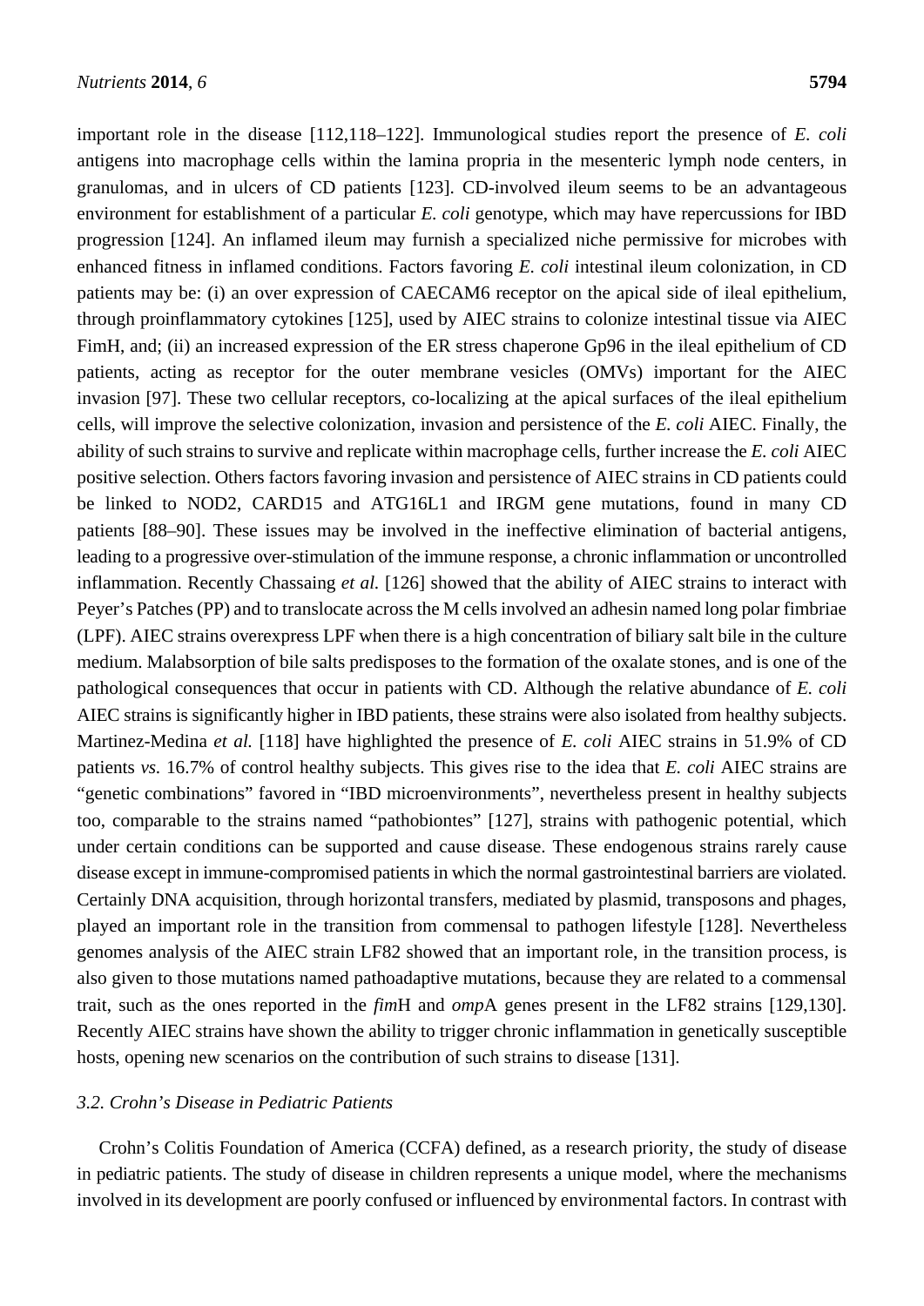important role in the disease [112,118–122]. Immunological studies report the presence of *E. coli* antigens into macrophage cells within the lamina propria in the mesenteric lymph node centers, in granulomas, and in ulcers of CD patients [123]. CD-involved ileum seems to be an advantageous environment for establishment of a particular *E. coli* genotype, which may have repercussions for IBD progression [124]. An inflamed ileum may furnish a specialized niche permissive for microbes with enhanced fitness in inflamed conditions. Factors favoring *E. coli* intestinal ileum colonization, in CD patients may be: (i) an over expression of CAECAM6 receptor on the apical side of ileal epithelium, through proinflammatory cytokines [125], used by AIEC strains to colonize intestinal tissue via AIEC FimH, and; (ii) an increased expression of the ER stress chaperone Gp96 in the ileal epithelium of CD patients, acting as receptor for the outer membrane vesicles (OMVs) important for the AIEC invasion [97]. These two cellular receptors, co-localizing at the apical surfaces of the ileal epithelium cells, will improve the selective colonization, invasion and persistence of the *E. coli* AIEC. Finally, the ability of such strains to survive and replicate within macrophage cells, further increase the *E. coli* AIEC positive selection. Others factors favoring invasion and persistence of AIEC strains in CD patients could be linked to NOD2, CARD15 and ATG16L1 and IRGM gene mutations, found in many CD patients [88–90]. These issues may be involved in the ineffective elimination of bacterial antigens, leading to a progressive over-stimulation of the immune response, a chronic inflammation or uncontrolled inflammation. Recently Chassaing *et al.* [126] showed that the ability of AIEC strains to interact with Peyer's Patches (PP) and to translocate across the M cells involved an adhesin named long polar fimbriae (LPF). AIEC strains overexpress LPF when there is a high concentration of biliary salt bile in the culture medium. Malabsorption of bile salts predisposes to the formation of the oxalate stones, and is one of the pathological consequences that occur in patients with CD. Although the relative abundance of *E. coli* AIEC strains is significantly higher in IBD patients, these strains were also isolated from healthy subjects. Martinez-Medina *et al.* [118] have highlighted the presence of *E. coli* AIEC strains in 51.9% of CD patients *vs.* 16.7% of control healthy subjects. This gives rise to the idea that *E. coli* AIEC strains are "genetic combinations" favored in "IBD microenvironments", nevertheless present in healthy subjects too, comparable to the strains named "pathobiontes" [127], strains with pathogenic potential, which under certain conditions can be supported and cause disease. These endogenous strains rarely cause disease except in immune-compromised patients in which the normal gastrointestinal barriers are violated. Certainly DNA acquisition, through horizontal transfers, mediated by plasmid, transposons and phages, played an important role in the transition from commensal to pathogen lifestyle [128]. Nevertheless genomes analysis of the AIEC strain LF82 showed that an important role, in the transition process, is also given to those mutations named pathoadaptive mutations, because they are related to a commensal trait, such as the ones reported in the *fim*H and *omp*A genes present in the LF82 strains [129,130]. Recently AIEC strains have shown the ability to trigger chronic inflammation in genetically susceptible hosts, opening new scenarios on the contribution of such strains to disease [131].

### *3.2. Crohn's Disease in Pediatric Patients*

Crohn's Colitis Foundation of America (CCFA) defined, as a research priority, the study of disease in pediatric patients. The study of disease in children represents a unique model, where the mechanisms involved in its development are poorly confused or influenced by environmental factors. In contrast with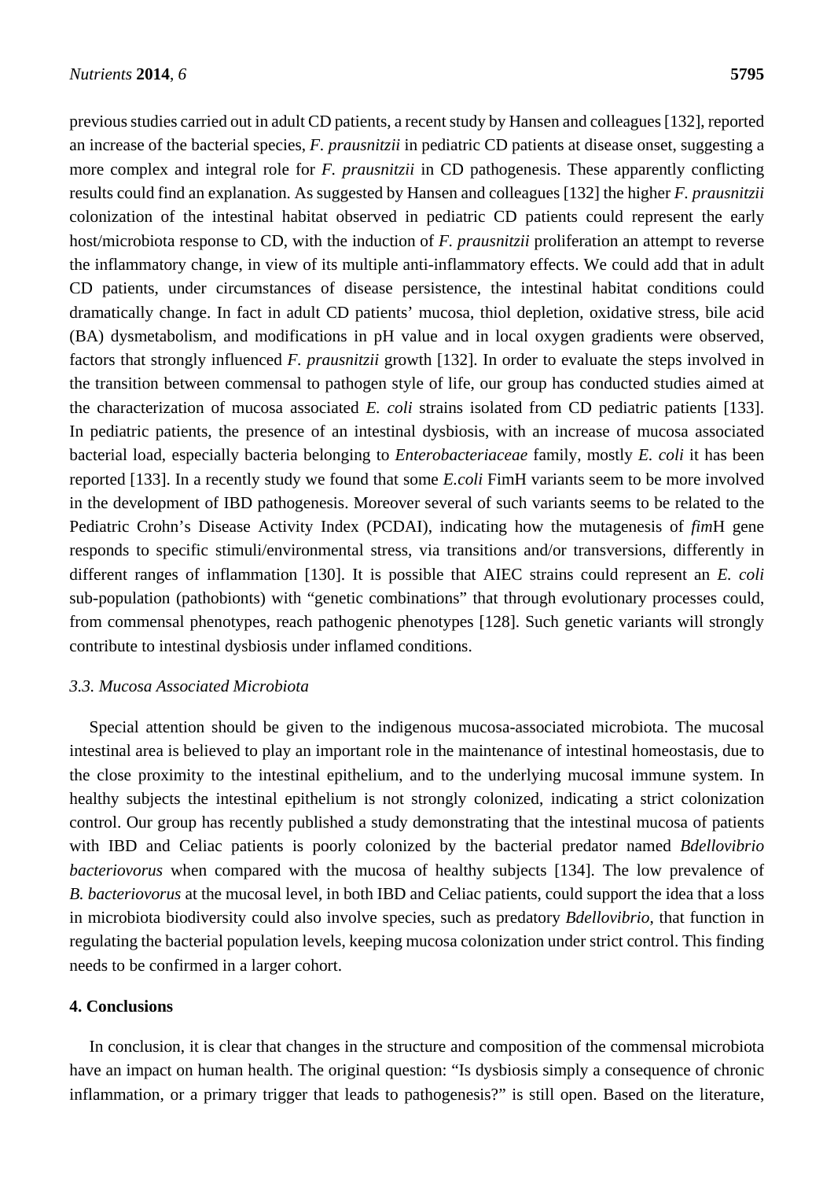previous studies carried out in adult CD patients, a recent study by Hansen and colleagues [132], reported an increase of the bacterial species, *F. prausnitzii* in pediatric CD patients at disease onset, suggesting a more complex and integral role for *F. prausnitzii* in CD pathogenesis. These apparently conflicting results could find an explanation. As suggested by Hansen and colleagues [132] the higher *F. prausnitzii* colonization of the intestinal habitat observed in pediatric CD patients could represent the early host/microbiota response to CD, with the induction of *F. prausnitzii* proliferation an attempt to reverse the inflammatory change, in view of its multiple anti-inflammatory effects. We could add that in adult CD patients, under circumstances of disease persistence, the intestinal habitat conditions could dramatically change. In fact in adult CD patients' mucosa, thiol depletion, oxidative stress, bile acid (BA) dysmetabolism, and modifications in pH value and in local oxygen gradients were observed, factors that strongly influenced *F. prausnitzii* growth [132]. In order to evaluate the steps involved in the transition between commensal to pathogen style of life, our group has conducted studies aimed at the characterization of mucosa associated *E. coli* strains isolated from CD pediatric patients [133]. In pediatric patients, the presence of an intestinal dysbiosis, with an increase of mucosa associated bacterial load, especially bacteria belonging to *Enterobacteriaceae* family, mostly *E. coli* it has been reported [133]. In a recently study we found that some *E.coli* FimH variants seem to be more involved in the development of IBD pathogenesis. Moreover several of such variants seems to be related to the Pediatric Crohn's Disease Activity Index (PCDAI), indicating how the mutagenesis of *fim*H gene responds to specific stimuli/environmental stress, via transitions and/or transversions, differently in different ranges of inflammation [130]. It is possible that AIEC strains could represent an *E. coli* sub-population (pathobionts) with "genetic combinations" that through evolutionary processes could, from commensal phenotypes, reach pathogenic phenotypes [128]. Such genetic variants will strongly contribute to intestinal dysbiosis under inflamed conditions.

### *3.3. Mucosa Associated Microbiota*

Special attention should be given to the indigenous mucosa-associated microbiota. The mucosal intestinal area is believed to play an important role in the maintenance of intestinal homeostasis, due to the close proximity to the intestinal epithelium, and to the underlying mucosal immune system. In healthy subjects the intestinal epithelium is not strongly colonized, indicating a strict colonization control. Our group has recently published a study demonstrating that the intestinal mucosa of patients with IBD and Celiac patients is poorly colonized by the bacterial predator named *Bdellovibrio bacteriovorus* when compared with the mucosa of healthy subjects [134]. The low prevalence of *B. bacteriovorus* at the mucosal level, in both IBD and Celiac patients, could support the idea that a loss in microbiota biodiversity could also involve species, such as predatory *Bdellovibrio*, that function in regulating the bacterial population levels, keeping mucosa colonization under strict control. This finding needs to be confirmed in a larger cohort.

## **4. Conclusions**

In conclusion, it is clear that changes in the structure and composition of the commensal microbiota have an impact on human health. The original question: "Is dysbiosis simply a consequence of chronic inflammation, or a primary trigger that leads to pathogenesis?" is still open. Based on the literature,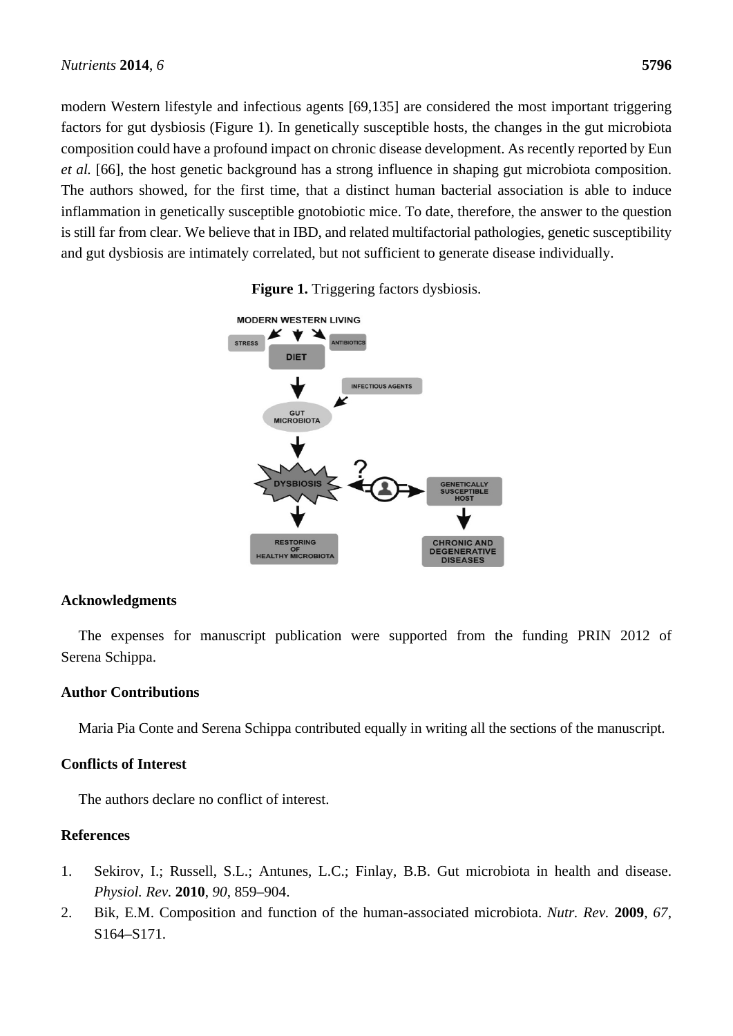modern Western lifestyle and infectious agents [69,135] are considered the most important triggering factors for gut dysbiosis (Figure 1). In genetically susceptible hosts, the changes in the gut microbiota composition could have a profound impact on chronic disease development. As recently reported by Eun *et al.* [66], the host genetic background has a strong influence in shaping gut microbiota composition. The authors showed, for the first time, that a distinct human bacterial association is able to induce inflammation in genetically susceptible gnotobiotic mice. To date, therefore, the answer to the question is still far from clear. We believe that in IBD, and related multifactorial pathologies, genetic susceptibility and gut dysbiosis are intimately correlated, but not sufficient to generate disease individually.

**Figure 1.** Triggering factors dysbiosis.

## Acknowledgments

The expenses for manuscript publication were supported from the funding PRIN 2012 of Serena Schippa.

## Author Contributions

Maria Pia Conte and Serena Schippa contributed equally in writing all the sections of the manuscript.

## Conflicts of Interest

The authors declare no conflict of interest.

## References

1. Sekirov, I.; Russell, S.L.; Antunes, L.C.; Finlay, B.B. Gut microbiota in health and disease. *Physiol. Rev.* **2010**, *90*, 859–904.
2. Bik, E.M. Composition and function of the human-associated microbiota. *Nutr. Rev.* **2009**, *67*, S164–S171.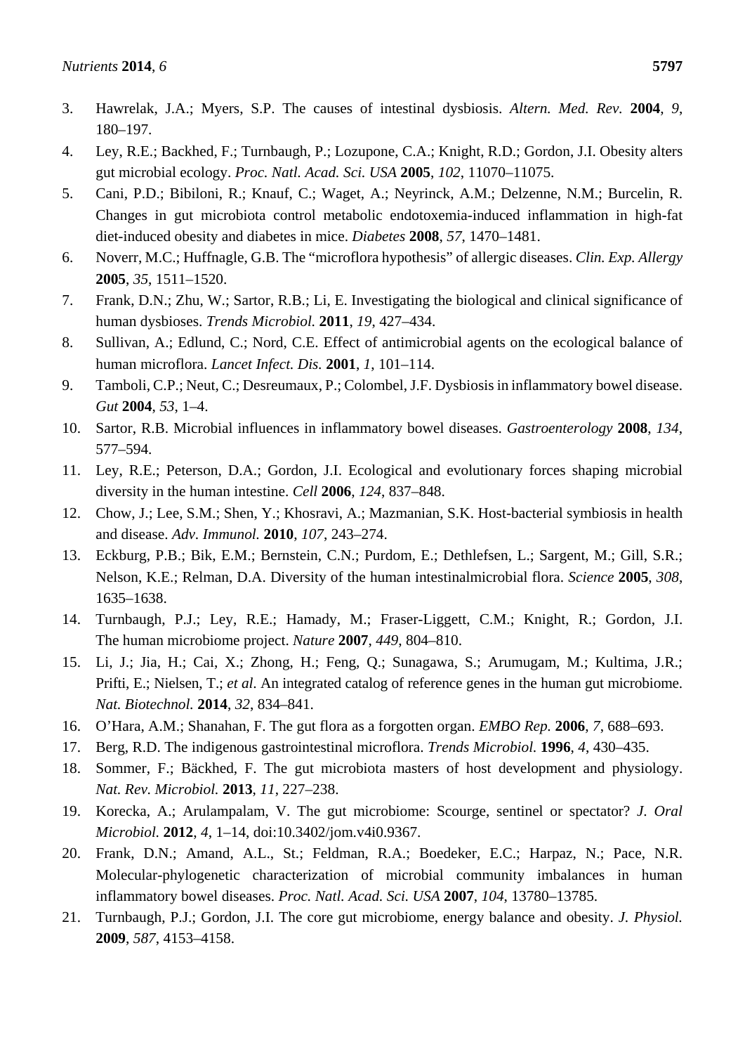3. Hawrelak, J.A.; Myers, S.P. The causes of intestinal dysbiosis. *Altern. Med. Rev.* **2004**, *9*, 180–197.
4. Ley, R.E.; Backhed, F.; Turnbaugh, P.; Lozupone, C.A.; Knight, R.D.; Gordon, J.I. Obesity alters gut microbial ecology. *Proc. Natl. Acad. Sci. USA* **2005**, *102*, 11070–11075.
5. Cani, P.D.; Bibiloni, R.; Knauf, C.; Waget, A.; Neyrinck, A.M.; Delzenne, N.M.; Burcelin, R. Changes in gut microbiota control metabolic endotoxemia-induced inflammation in high-fat diet-induced obesity and diabetes in mice. *Diabetes* **2008**, *57*, 1470–1481.
6. Noverr, M.C.; Huffnagle, G.B. The "microflora hypothesis" of allergic diseases. *Clin. Exp. Allergy* **2005**, *35*, 1511–1520.
7. Frank, D.N.; Zhu, W.; Sartor, R.B.; Li, E. Investigating the biological and clinical significance of human dysbioses. *Trends Microbiol.* **2011**, *19*, 427–434.
8. Sullivan, A.; Edlund, C.; Nord, C.E. Effect of antimicrobial agents on the ecological balance of human microflora. *Lancet Infect. Dis.* **2001**, *1*, 101–114.
9. Tamboli, C.P.; Neut, C.; Desreumaux, P.; Colombel, J.F. Dysbiosis in inflammatory bowel disease. *Gut* **2004**, *53*, 1–4.
10. Sartor, R.B. Microbial influences in inflammatory bowel diseases. *Gastroenterology* **2008**, *134*, 577–594.
11. Ley, R.E.; Peterson, D.A.; Gordon, J.I. Ecological and evolutionary forces shaping microbial diversity in the human intestine. *Cell* **2006**, *124*, 837–848.
12. Chow, J.; Lee, S.M.; Shen, Y.; Khosravi, A.; Mazmanian, S.K. Host-bacterial symbiosis in health and disease. *Adv. Immunol.* **2010**, *107*, 243–274.
13. Eckburg, P.B.; Bik, E.M.; Bernstein, C.N.; Purdom, E.; Dethlefsen, L.; Sargent, M.; Gill, S.R.; Nelson, K.E.; Relman, D.A. Diversity of the human intestinalmicrobial flora. *Science* **2005**, *308*, 1635–1638.
14. Turnbaugh, P.J.; Ley, R.E.; Hamady, M.; Fraser-Liggett, C.M.; Knight, R.; Gordon, J.I. The human microbiome project. *Nature* **2007**, *449*, 804–810.
15. Li, J.; Jia, H.; Cai, X.; Zhong, H.; Feng, Q.; Sunagawa, S.; Arumugam, M.; Kultima, J.R.; Prifti, E.; Nielsen, T.; *et al*. An integrated catalog of reference genes in the human gut microbiome. *Nat. Biotechnol.* **2014**, *32*, 834–841.
16. O'Hara, A.M.; Shanahan, F. The gut flora as a forgotten organ. *EMBO Rep.* **2006**, *7*, 688–693.
17. Berg, R.D. The indigenous gastrointestinal microflora. *Trends Microbiol.* **1996**, *4*, 430–435.
18. Sommer, F.; Bäckhed, F. The gut microbiota masters of host development and physiology. *Nat. Rev. Microbiol.* **2013**, *11*, 227–238.
19. Korecka, A.; Arulampalam, V. The gut microbiome: Scourge, sentinel or spectator? *J. Oral Microbiol.* **2012**, *4*, 1–14, doi:10.3402/jom.v4i0.9367.
20. Frank, D.N.; Amand, A.L., St.; Feldman, R.A.; Boedeker, E.C.; Harpaz, N.; Pace, N.R. Molecular-phylogenetic characterization of microbial community imbalances in human inflammatory bowel diseases. *Proc. Natl. Acad. Sci. USA* **2007**, *104*, 13780–13785.
21. Turnbaugh, P.J.; Gordon, J.I. The core gut microbiome, energy balance and obesity. *J. Physiol.* **2009**, *587*, 4153–4158.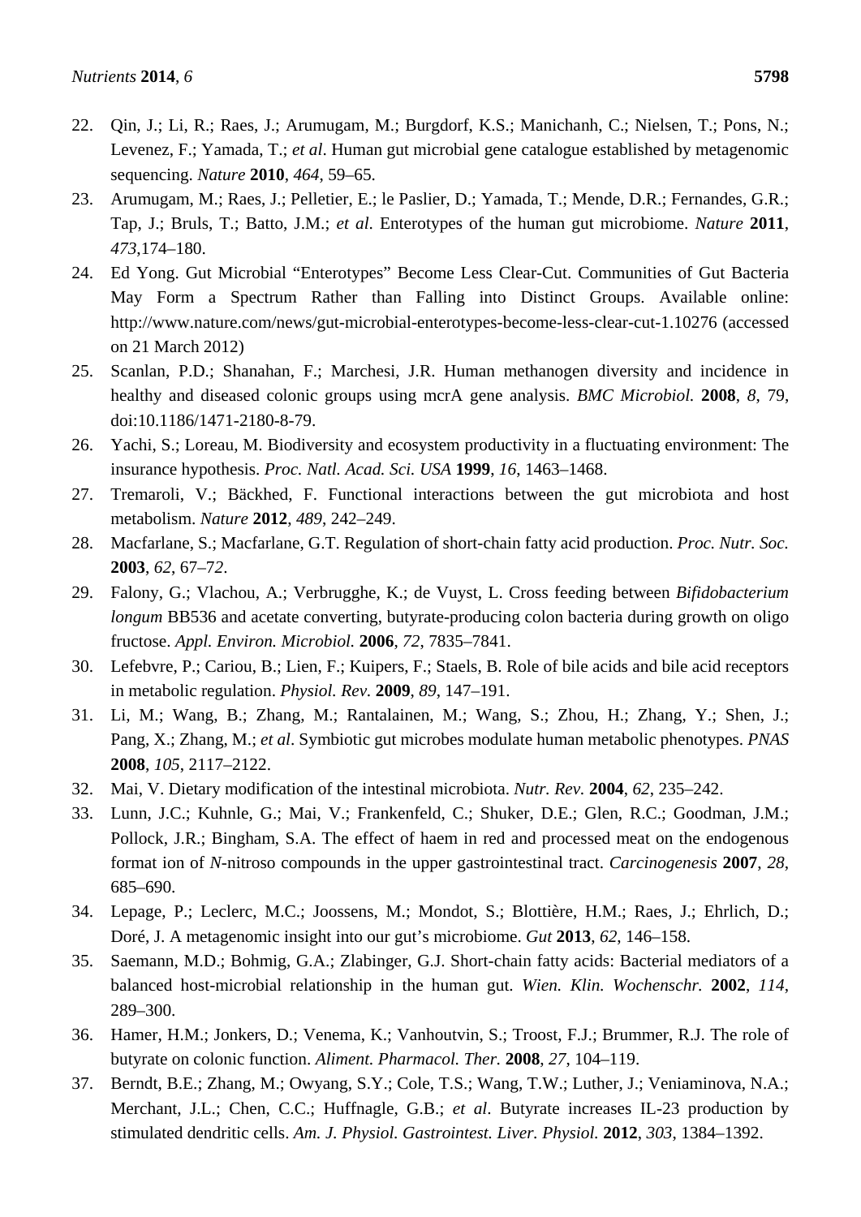22. Qin, J.; Li, R.; Raes, J.; Arumugam, M.; Burgdorf, K.S.; Manichanh, C.; Nielsen, T.; Pons, N.; Levenez, F.; Yamada, T.; *et al*. Human gut microbial gene catalogue established by metagenomic sequencing. *Nature* **2010**, *464*, 59–65.
23. Arumugam, M.; Raes, J.; Pelletier, E.; le Paslier, D.; Yamada, T.; Mende, D.R.; Fernandes, G.R.; Tap, J.; Bruls, T.; Batto, J.M.; *et al*. Enterotypes of the human gut microbiome. *Nature* **2011**, *473*,174–180.
24. Ed Yong. Gut Microbial "Enterotypes" Become Less Clear-Cut. Communities of Gut Bacteria May Form a Spectrum Rather than Falling into Distinct Groups. Available online: http://www.nature.com/news/gut-microbial-enterotypes-become-less-clear-cut-1.10276 (accessed on 21 March 2012)
25. Scanlan, P.D.; Shanahan, F.; Marchesi, J.R. Human methanogen diversity and incidence in healthy and diseased colonic groups using mcrA gene analysis. *BMC Microbiol.* **2008**, *8*, 79, doi:10.1186/1471-2180-8-79.
26. Yachi, S.; Loreau, M. Biodiversity and ecosystem productivity in a fluctuating environment: The insurance hypothesis. *Proc. Natl. Acad. Sci. USA* **1999**, *16*, 1463–1468.
27. Tremaroli, V.; Bäckhed, F. Functional interactions between the gut microbiota and host metabolism. *Nature* **2012**, *489*, 242–249.
28. Macfarlane, S.; Macfarlane, G.T. Regulation of short-chain fatty acid production. *Proc. Nutr. Soc.* **2003**, *62*, 67–72.
29. Falony, G.; Vlachou, A.; Verbrugghe, K.; de Vuyst, L. Cross feeding between *Bifidobacterium longum* BB536 and acetate converting, butyrate-producing colon bacteria during growth on oligo fructose. *Appl. Environ. Microbiol.* **2006**, *72*, 7835–7841.
30. Lefebvre, P.; Cariou, B.; Lien, F.; Kuipers, F.; Staels, B. Role of bile acids and bile acid receptors in metabolic regulation. *Physiol. Rev.* **2009**, *89*, 147–191.
31. Li, M.; Wang, B.; Zhang, M.; Rantalainen, M.; Wang, S.; Zhou, H.; Zhang, Y.; Shen, J.; Pang, X.; Zhang, M.; *et al*. Symbiotic gut microbes modulate human metabolic phenotypes. *PNAS* **2008**, *105*, 2117–2122.
32. Mai, V. Dietary modification of the intestinal microbiota. *Nutr. Rev.* **2004**, *62*, 235–242.
33. Lunn, J.C.; Kuhnle, G.; Mai, V.; Frankenfeld, C.; Shuker, D.E.; Glen, R.C.; Goodman, J.M.; Pollock, J.R.; Bingham, S.A. The effect of haem in red and processed meat on the endogenous format ion of *N*-nitroso compounds in the upper gastrointestinal tract. *Carcinogenesis* **2007**, *28*, 685–690.
34. Lepage, P.; Leclerc, M.C.; Joossens, M.; Mondot, S.; Blottière, H.M.; Raes, J.; Ehrlich, D.; Doré, J. A metagenomic insight into our gut's microbiome. *Gut* **2013**, *62*, 146–158.
35. Saemann, M.D.; Bohmig, G.A.; Zlabinger, G.J. Short-chain fatty acids: Bacterial mediators of a balanced host-microbial relationship in the human gut. *Wien. Klin. Wochenschr.* **2002**, *114*, 289–300.
36. Hamer, H.M.; Jonkers, D.; Venema, K.; Vanhoutvin, S.; Troost, F.J.; Brummer, R.J. The role of butyrate on colonic function. *Aliment. Pharmacol. Ther.* **2008**, *27*, 104–119.
37. Berndt, B.E.; Zhang, M.; Owyang, S.Y.; Cole, T.S.; Wang, T.W.; Luther, J.; Veniaminova, N.A.; Merchant, J.L.; Chen, C.C.; Huffnagle, G.B.; *et al*. Butyrate increases IL-23 production by stimulated dendritic cells. *Am. J. Physiol. Gastrointest. Liver. Physiol.* **2012**, *303*, 1384–1392.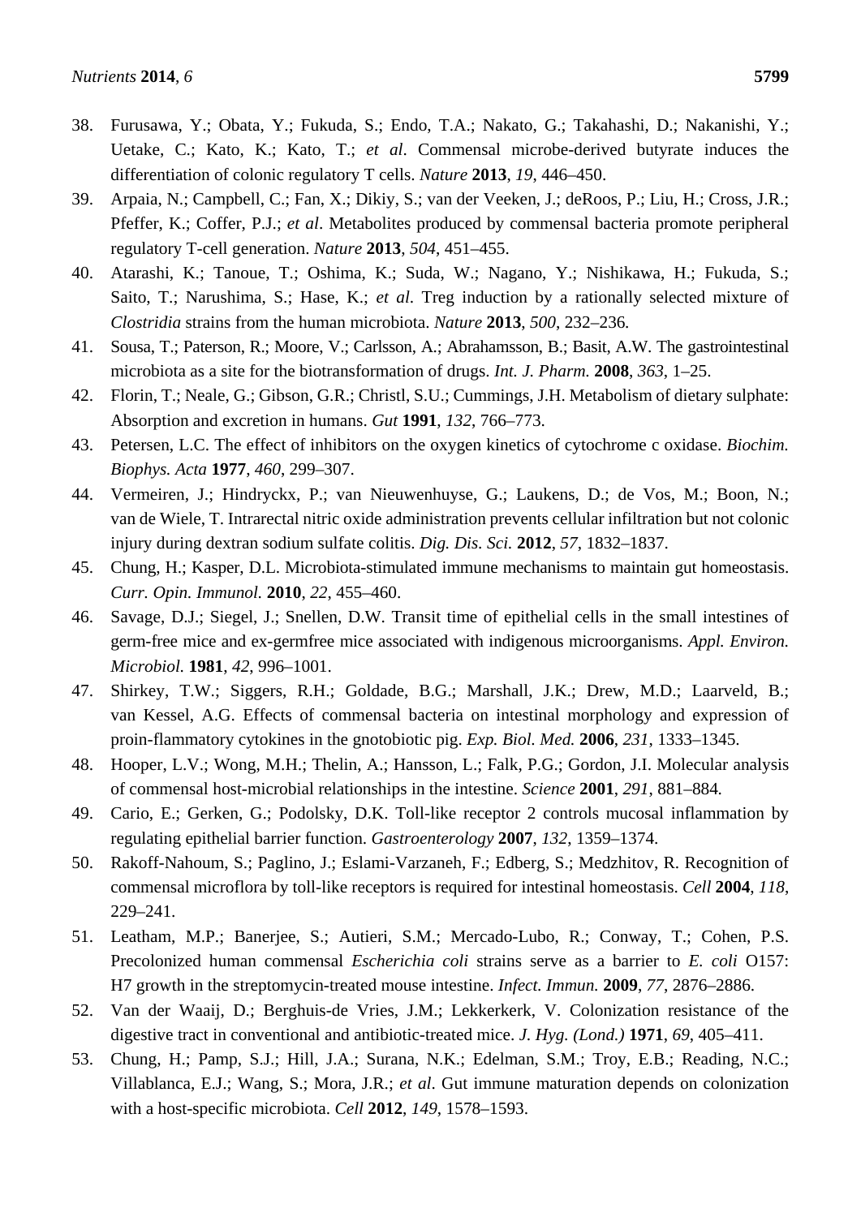38. Furusawa, Y.; Obata, Y.; Fukuda, S.; Endo, T.A.; Nakato, G.; Takahashi, D.; Nakanishi, Y.; Uetake, C.; Kato, K.; Kato, T.; *et al*. Commensal microbe-derived butyrate induces the differentiation of colonic regulatory T cells. *Nature* **2013**, *19*, 446–450.
39. Arpaia, N.; Campbell, C.; Fan, X.; Dikiy, S.; van der Veeken, J.; deRoos, P.; Liu, H.; Cross, J.R.; Pfeffer, K.; Coffer, P.J.; *et al*. Metabolites produced by commensal bacteria promote peripheral regulatory T-cell generation. *Nature* **2013**, *504*, 451–455.
40. Atarashi, K.; Tanoue, T.; Oshima, K.; Suda, W.; Nagano, Y.; Nishikawa, H.; Fukuda, S.; Saito, T.; Narushima, S.; Hase, K.; *et al*. Treg induction by a rationally selected mixture of *Clostridia* strains from the human microbiota. *Nature* **2013**, *500*, 232–236.
41. Sousa, T.; Paterson, R.; Moore, V.; Carlsson, A.; Abrahamsson, B.; Basit, A.W. The gastrointestinal microbiota as a site for the biotransformation of drugs. *Int. J. Pharm.* **2008**, *363*, 1–25.
42. Florin, T.; Neale, G.; Gibson, G.R.; Christl, S.U.; Cummings, J.H. Metabolism of dietary sulphate: Absorption and excretion in humans. *Gut* **1991**, *132*, 766–773.
43. Petersen, L.C. The effect of inhibitors on the oxygen kinetics of cytochrome c oxidase. *Biochim. Biophys. Acta* **1977**, *460*, 299–307.
44. Vermeiren, J.; Hindryckx, P.; van Nieuwenhuyse, G.; Laukens, D.; de Vos, M.; Boon, N.; van de Wiele, T. Intrarectal nitric oxide administration prevents cellular infiltration but not colonic injury during dextran sodium sulfate colitis. *Dig. Dis. Sci.* **2012**, *57*, 1832–1837.
45. Chung, H.; Kasper, D.L. Microbiota-stimulated immune mechanisms to maintain gut homeostasis. *Curr. Opin. Immunol.* **2010**, *22*, 455–460.
46. Savage, D.J.; Siegel, J.; Snellen, D.W. Transit time of epithelial cells in the small intestines of germ-free mice and ex-germfree mice associated with indigenous microorganisms. *Appl. Environ. Microbiol.* **1981**, *42*, 996–1001.
47. Shirkey, T.W.; Siggers, R.H.; Goldade, B.G.; Marshall, J.K.; Drew, M.D.; Laarveld, B.; van Kessel, A.G. Effects of commensal bacteria on intestinal morphology and expression of proin-flammatory cytokines in the gnotobiotic pig. *Exp. Biol. Med.* **2006**, *231*, 1333–1345.
48. Hooper, L.V.; Wong, M.H.; Thelin, A.; Hansson, L.; Falk, P.G.; Gordon, J.I. Molecular analysis of commensal host-microbial relationships in the intestine. *Science* **2001**, *291*, 881–884.
49. Cario, E.; Gerken, G.; Podolsky, D.K. Toll-like receptor 2 controls mucosal inflammation by regulating epithelial barrier function. *Gastroenterology* **2007**, *132*, 1359–1374.
50. Rakoff-Nahoum, S.; Paglino, J.; Eslami-Varzaneh, F.; Edberg, S.; Medzhitov, R. Recognition of commensal microflora by toll-like receptors is required for intestinal homeostasis. *Cell* **2004**, *118*, 229–241.
51. Leatham, M.P.; Banerjee, S.; Autieri, S.M.; Mercado-Lubo, R.; Conway, T.; Cohen, P.S. Precolonized human commensal *Escherichia coli* strains serve as a barrier to *E. coli* O157: H7 growth in the streptomycin-treated mouse intestine. *Infect. Immun.* **2009**, *77*, 2876–2886.
52. Van der Waaij, D.; Berghuis-de Vries, J.M.; Lekkerkerk, V. Colonization resistance of the digestive tract in conventional and antibiotic-treated mice. *J. Hyg. (Lond.)* **1971**, *69*, 405–411.
53. Chung, H.; Pamp, S.J.; Hill, J.A.; Surana, N.K.; Edelman, S.M.; Troy, E.B.; Reading, N.C.; Villablanca, E.J.; Wang, S.; Mora, J.R.; *et al*. Gut immune maturation depends on colonization with a host-specific microbiota. *Cell* **2012**, *149*, 1578–1593.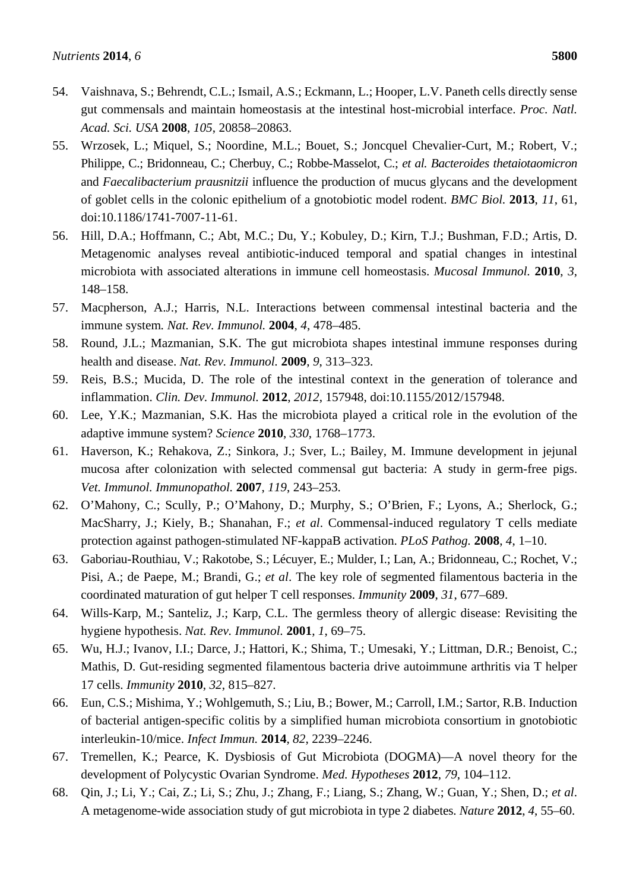54. Vaishnava, S.; Behrendt, C.L.; Ismail, A.S.; Eckmann, L.; Hooper, L.V. Paneth cells directly sense gut commensals and maintain homeostasis at the intestinal host-microbial interface. *Proc. Natl. Acad. Sci. USA* **2008**, *105*, 20858–20863.
55. Wrzosek, L.; Miquel, S.; Noordine, M.L.; Bouet, S.; Joncquel Chevalier-Curt, M.; Robert, V.; Philippe, C.; Bridonneau, C.; Cherbuy, C.; Robbe-Masselot, C.; *et al. Bacteroides thetaiotaomicron* and *Faecalibacterium prausnitzii* influence the production of mucus glycans and the development of goblet cells in the colonic epithelium of a gnotobiotic model rodent. *BMC Biol.* **2013**, *11*, 61, doi:10.1186/1741-7007-11-61.
56. Hill, D.A.; Hoffmann, C.; Abt, M.C.; Du, Y.; Kobuley, D.; Kirn, T.J.; Bushman, F.D.; Artis, D. Metagenomic analyses reveal antibiotic-induced temporal and spatial changes in intestinal microbiota with associated alterations in immune cell homeostasis. *Mucosal Immunol.* **2010**, *3*, 148–158.
57. Macpherson, A.J.; Harris, N.L. Interactions between commensal intestinal bacteria and the immune system. *Nat. Rev. Immunol.* **2004**, *4*, 478–485.
58. Round, J.L.; Mazmanian, S.K. The gut microbiota shapes intestinal immune responses during health and disease. *Nat. Rev. Immunol.* **2009**, *9*, 313–323.
59. Reis, B.S.; Mucida, D. The role of the intestinal context in the generation of tolerance and inflammation. *Clin. Dev. Immunol.* **2012**, *2012*, 157948, doi:10.1155/2012/157948.
60. Lee, Y.K.; Mazmanian, S.K. Has the microbiota played a critical role in the evolution of the adaptive immune system? *Science* **2010**, *330*, 1768–1773.
61. Haverson, K.; Rehakova, Z.; Sinkora, J.; Sver, L.; Bailey, M. Immune development in jejunal mucosa after colonization with selected commensal gut bacteria: A study in germ-free pigs. *Vet. Immunol. Immunopathol.* **2007**, *119*, 243–253.
62. O'Mahony, C.; Scully, P.; O'Mahony, D.; Murphy, S.; O'Brien, F.; Lyons, A.; Sherlock, G.; MacSharry, J.; Kiely, B.; Shanahan, F.; *et al*. Commensal-induced regulatory T cells mediate protection against pathogen-stimulated NF-kappaB activation. *PLoS Pathog.* **2008**, *4*, 1–10.
63. Gaboriau-Routhiau, V.; Rakotobe, S.; Lécuyer, E.; Mulder, I.; Lan, A.; Bridonneau, C.; Rochet, V.; Pisi, A.; de Paepe, M.; Brandi, G.; *et al*. The key role of segmented filamentous bacteria in the coordinated maturation of gut helper T cell responses. *Immunity* **2009**, *31*, 677–689.
64. Wills-Karp, M.; Santeliz, J.; Karp, C.L. The germless theory of allergic disease: Revisiting the hygiene hypothesis. *Nat. Rev. Immunol.* **2001**, *1*, 69–75.
65. Wu, H.J.; Ivanov, I.I.; Darce, J.; Hattori, K.; Shima, T.; Umesaki, Y.; Littman, D.R.; Benoist, C.; Mathis, D. Gut-residing segmented filamentous bacteria drive autoimmune arthritis via T helper 17 cells. *Immunity* **2010**, *32*, 815–827.
66. Eun, C.S.; Mishima, Y.; Wohlgemuth, S.; Liu, B.; Bower, M.; Carroll, I.M.; Sartor, R.B. Induction of bacterial antigen-specific colitis by a simplified human microbiota consortium in gnotobiotic interleukin-10/mice. *Infect Immun.* **2014**, *82*, 2239–2246.
67. Tremellen, K.; Pearce, K. Dysbiosis of Gut Microbiota (DOGMA)—A novel theory for the development of Polycystic Ovarian Syndrome. *Med. Hypotheses* **2012**, *79*, 104–112.
68. Qin, J.; Li, Y.; Cai, Z.; Li, S.; Zhu, J.; Zhang, F.; Liang, S.; Zhang, W.; Guan, Y.; Shen, D.; *et al*. A metagenome-wide association study of gut microbiota in type 2 diabetes. *Nature* **2012**, *4*, 55–60.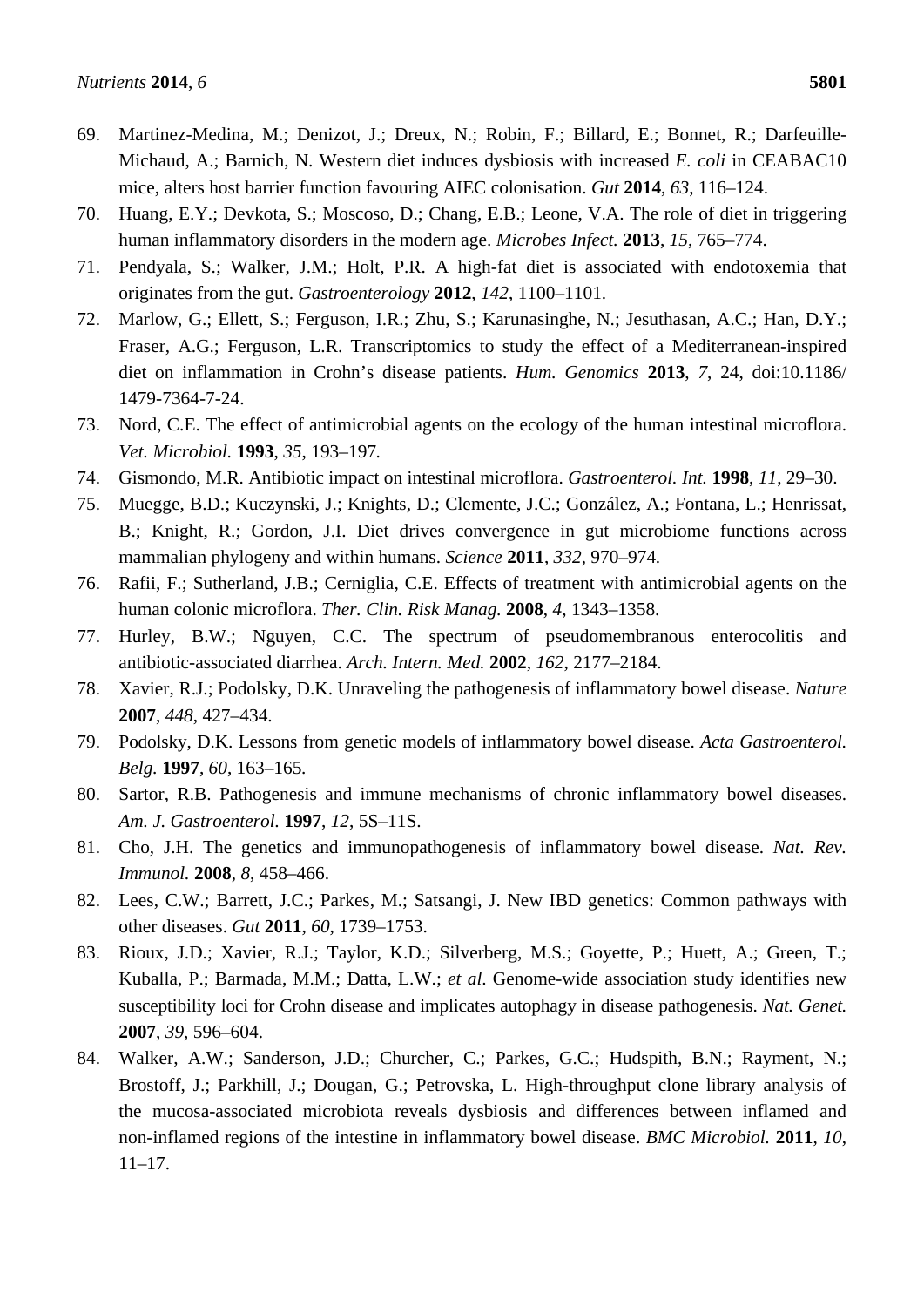69. Martinez-Medina, M.; Denizot, J.; Dreux, N.; Robin, F.; Billard, E.; Bonnet, R.; Darfeuille-Michaud, A.; Barnich, N. Western diet induces dysbiosis with increased *E. coli* in CEABAC10 mice, alters host barrier function favouring AIEC colonisation. *Gut* **2014**, *63*, 116–124.
70. Huang, E.Y.; Devkota, S.; Moscoso, D.; Chang, E.B.; Leone, V.A. The role of diet in triggering human inflammatory disorders in the modern age. *Microbes Infect.* **2013**, *15*, 765–774.
71. Pendyala, S.; Walker, J.M.; Holt, P.R. A high-fat diet is associated with endotoxemia that originates from the gut. *Gastroenterology* **2012**, *142*, 1100–1101.
72. Marlow, G.; Ellett, S.; Ferguson, I.R.; Zhu, S.; Karunasinghe, N.; Jesuthasan, A.C.; Han, D.Y.; Fraser, A.G.; Ferguson, L.R. Transcriptomics to study the effect of a Mediterranean-inspired diet on inflammation in Crohn's disease patients. *Hum. Genomics* **2013**, *7*, 24, doi:10.1186/1479-7364-7-24.
73. Nord, C.E. The effect of antimicrobial agents on the ecology of the human intestinal microflora. *Vet. Microbiol.* **1993**, *35*, 193–197.
74. Gismondo, M.R. Antibiotic impact on intestinal microflora. *Gastroenterol. Int.* **1998**, *11*, 29–30.
75. Muegge, B.D.; Kuczynski, J.; Knights, D.; Clemente, J.C.; González, A.; Fontana, L.; Henrissat, B.; Knight, R.; Gordon, J.I. Diet drives convergence in gut microbiome functions across mammalian phylogeny and within humans. *Science* **2011**, *332*, 970–974.
76. Rafii, F.; Sutherland, J.B.; Cerniglia, C.E. Effects of treatment with antimicrobial agents on the human colonic microflora. *Ther. Clin. Risk Manag.* **2008**, *4*, 1343–1358.
77. Hurley, B.W.; Nguyen, C.C. The spectrum of pseudomembranous enterocolitis and antibiotic-associated diarrhea. *Arch. Intern. Med.* **2002**, *162*, 2177–2184.
78. Xavier, R.J.; Podolsky, D.K. Unraveling the pathogenesis of inflammatory bowel disease. *Nature* **2007**, *448*, 427–434.
79. Podolsky, D.K. Lessons from genetic models of inflammatory bowel disease. *Acta Gastroenterol. Belg.* **1997**, *60*, 163–165.
80. Sartor, R.B. Pathogenesis and immune mechanisms of chronic inflammatory bowel diseases. *Am. J. Gastroenterol.* **1997**, *12*, 5S–11S.
81. Cho, J.H. The genetics and immunopathogenesis of inflammatory bowel disease. *Nat. Rev. Immunol.* **2008**, *8*, 458–466.
82. Lees, C.W.; Barrett, J.C.; Parkes, M.; Satsangi, J. New IBD genetics: Common pathways with other diseases. *Gut* **2011**, *60*, 1739–1753.
83. Rioux, J.D.; Xavier, R.J.; Taylor, K.D.; Silverberg, M.S.; Goyette, P.; Huett, A.; Green, T.; Kuballa, P.; Barmada, M.M.; Datta, L.W.; *et al*. Genome-wide association study identifies new susceptibility loci for Crohn disease and implicates autophagy in disease pathogenesis. *Nat. Genet.* **2007**, *39*, 596–604.
84. Walker, A.W.; Sanderson, J.D.; Churcher, C.; Parkes, G.C.; Hudspith, B.N.; Rayment, N.; Brostoff, J.; Parkhill, J.; Dougan, G.; Petrovska, L. High-throughput clone library analysis of the mucosa-associated microbiota reveals dysbiosis and differences between inflamed and non-inflamed regions of the intestine in inflammatory bowel disease. *BMC Microbiol.* **2011**, *10*, 11–17.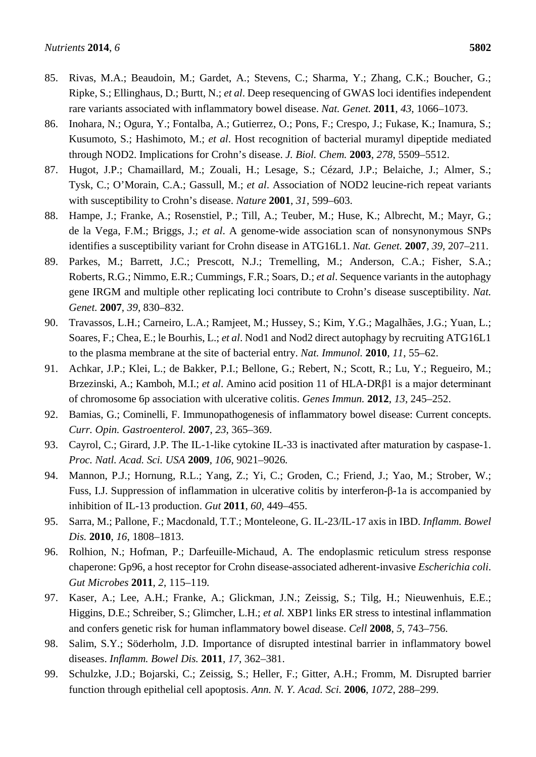85. Rivas, M.A.; Beaudoin, M.; Gardet, A.; Stevens, C.; Sharma, Y.; Zhang, C.K.; Boucher, G.; Ripke, S.; Ellinghaus, D.; Burtt, N.; *et al*. Deep resequencing of GWAS loci identifies independent rare variants associated with inflammatory bowel disease. *Nat. Genet.* **2011**, *43*, 1066–1073.
86. Inohara, N.; Ogura, Y.; Fontalba, A.; Gutierrez, O.; Pons, F.; Crespo, J.; Fukase, K.; Inamura, S.; Kusumoto, S.; Hashimoto, M.; *et al*. Host recognition of bacterial muramyl dipeptide mediated through NOD2. Implications for Crohn's disease. *J. Biol. Chem.* **2003**, *278*, 5509–5512.
87. Hugot, J.P.; Chamaillard, M.; Zouali, H.; Lesage, S.; Cézard, J.P.; Belaiche, J.; Almer, S.; Tysk, C.; O'Morain, C.A.; Gassull, M.; *et al*. Association of NOD2 leucine-rich repeat variants with susceptibility to Crohn's disease. *Nature* **2001**, *31*, 599–603.
88. Hampe, J.; Franke, A.; Rosenstiel, P.; Till, A.; Teuber, M.; Huse, K.; Albrecht, M.; Mayr, G.; de la Vega, F.M.; Briggs, J.; *et al*. A genome-wide association scan of nonsynonymous SNPs identifies a susceptibility variant for Crohn disease in ATG16L1. *Nat. Genet.* **2007**, *39*, 207–211.
89. Parkes, M.; Barrett, J.C.; Prescott, N.J.; Tremelling, M.; Anderson, C.A.; Fisher, S.A.; Roberts, R.G.; Nimmo, E.R.; Cummings, F.R.; Soars, D.; *et al*. Sequence variants in the autophagy gene IRGM and multiple other replicating loci contribute to Crohn's disease susceptibility. *Nat. Genet.* **2007**, *39*, 830–832.
90. Travassos, L.H.; Carneiro, L.A.; Ramjeet, M.; Hussey, S.; Kim, Y.G.; Magalhães, J.G.; Yuan, L.; Soares, F.; Chea, E.; le Bourhis, L.; *et al*. Nod1 and Nod2 direct autophagy by recruiting ATG16L1 to the plasma membrane at the site of bacterial entry. *Nat. Immunol.* **2010**, *11*, 55–62.
91. Achkar, J.P.; Klei, L.; de Bakker, P.I.; Bellone, G.; Rebert, N.; Scott, R.; Lu, Y.; Regueiro, M.; Brzezinski, A.; Kamboh, M.I.; *et al*. Amino acid position 11 of HLA-DRβ1 is a major determinant of chromosome 6p association with ulcerative colitis. *Genes Immun.* **2012**, *13*, 245–252.
92. Bamias, G.; Cominelli, F. Immunopathogenesis of inflammatory bowel disease: Current concepts. *Curr. Opin. Gastroenterol.* **2007**, *23*, 365–369.
93. Cayrol, C.; Girard, J.P. The IL-1-like cytokine IL-33 is inactivated after maturation by caspase-1. *Proc. Natl. Acad. Sci. USA* **2009**, *106*, 9021–9026.
94. Mannon, P.J.; Hornung, R.L.; Yang, Z.; Yi, C.; Groden, C.; Friend, J.; Yao, M.; Strober, W.; Fuss, I.J. Suppression of inflammation in ulcerative colitis by interferon-β-1a is accompanied by inhibition of IL-13 production. *Gut* **2011**, *60*, 449–455.
95. Sarra, M.; Pallone, F.; Macdonald, T.T.; Monteleone, G. IL-23/IL-17 axis in IBD. *Inflamm. Bowel Dis.* **2010**, *16*, 1808–1813.
96. Rolhion, N.; Hofman, P.; Darfeuille-Michaud, A. The endoplasmic reticulum stress response chaperone: Gp96, a host receptor for Crohn disease-associated adherent-invasive *Escherichia coli*. *Gut Microbes* **2011**, *2*, 115–119.
97. Kaser, A.; Lee, A.H.; Franke, A.; Glickman, J.N.; Zeissig, S.; Tilg, H.; Nieuwenhuis, E.E.; Higgins, D.E.; Schreiber, S.; Glimcher, L.H.; *et al.* XBP1 links ER stress to intestinal inflammation and confers genetic risk for human inflammatory bowel disease. *Cell* **2008**, *5*, 743–756.
98. Salim, S.Y.; Söderholm, J.D. Importance of disrupted intestinal barrier in inflammatory bowel diseases. *Inflamm. Bowel Dis.* **2011**, *17*, 362–381.
99. Schulzke, J.D.; Bojarski, C.; Zeissig, S.; Heller, F.; Gitter, A.H.; Fromm, M. Disrupted barrier function through epithelial cell apoptosis. *Ann. N. Y. Acad. Sci.* **2006**, *1072*, 288–299.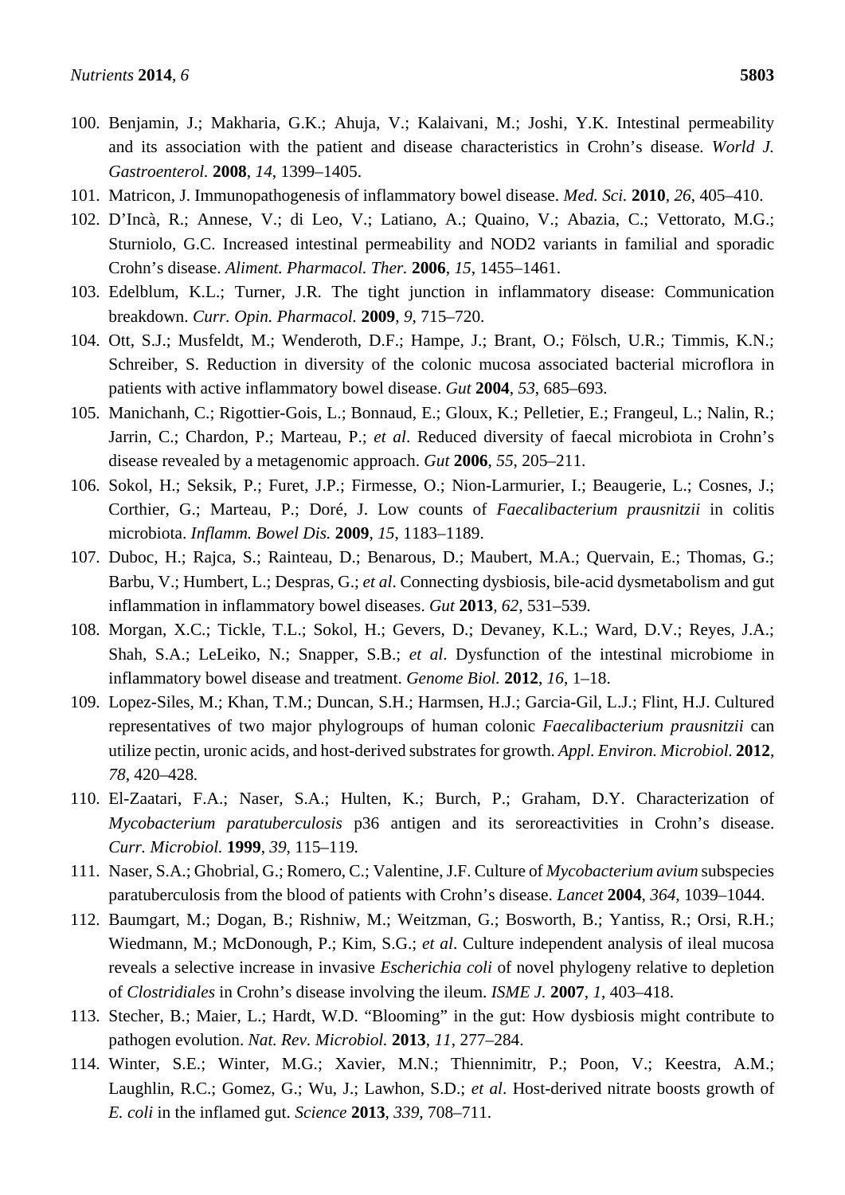100. Benjamin, J.; Makharia, G.K.; Ahuja, V.; Kalaivani, M.; Joshi, Y.K. Intestinal permeability and its association with the patient and disease characteristics in Crohn's disease. *World J. Gastroenterol.* **2008**, *14*, 1399–1405.
101. Matricon, J. Immunopathogenesis of inflammatory bowel disease. *Med. Sci.* **2010**, *26*, 405–410.
102. D'Incà, R.; Annese, V.; di Leo, V.; Latiano, A.; Quaino, V.; Abazia, C.; Vettorato, M.G.; Sturniolo, G.C. Increased intestinal permeability and NOD2 variants in familial and sporadic Crohn's disease. *Aliment. Pharmacol. Ther.* **2006**, *15*, 1455–1461.
103. Edelblum, K.L.; Turner, J.R. The tight junction in inflammatory disease: Communication breakdown. *Curr. Opin. Pharmacol.* **2009**, *9*, 715–720.
104. Ott, S.J.; Musfeldt, M.; Wenderoth, D.F.; Hampe, J.; Brant, O.; Fölsch, U.R.; Timmis, K.N.; Schreiber, S. Reduction in diversity of the colonic mucosa associated bacterial microflora in patients with active inflammatory bowel disease. *Gut* **2004**, *53*, 685–693.
105. Manichanh, C.; Rigottier-Gois, L.; Bonnaud, E.; Gloux, K.; Pelletier, E.; Frangeul, L.; Nalin, R.; Jarrin, C.; Chardon, P.; Marteau, P.; *et al*. Reduced diversity of faecal microbiota in Crohn's disease revealed by a metagenomic approach. *Gut* **2006**, *55*, 205–211.
106. Sokol, H.; Seksik, P.; Furet, J.P.; Firmesse, O.; Nion-Larmurier, I.; Beaugerie, L.; Cosnes, J.; Corthier, G.; Marteau, P.; Doré, J. Low counts of *Faecalibacterium prausnitzii* in colitis microbiota. *Inflamm. Bowel Dis.* **2009**, *15*, 1183–1189.
107. Duboc, H.; Rajca, S.; Rainteau, D.; Benarous, D.; Maubert, M.A.; Quervain, E.; Thomas, G.; Barbu, V.; Humbert, L.; Despras, G.; *et al*. Connecting dysbiosis, bile-acid dysmetabolism and gut inflammation in inflammatory bowel diseases. *Gut* **2013**, *62*, 531–539.
108. Morgan, X.C.; Tickle, T.L.; Sokol, H.; Gevers, D.; Devaney, K.L.; Ward, D.V.; Reyes, J.A.; Shah, S.A.; LeLeiko, N.; Snapper, S.B.; *et al*. Dysfunction of the intestinal microbiome in inflammatory bowel disease and treatment. *Genome Biol.* **2012**, *16*, 1–18.
109. Lopez-Siles, M.; Khan, T.M.; Duncan, S.H.; Harmsen, H.J.; Garcia-Gil, L.J.; Flint, H.J. Cultured representatives of two major phylogroups of human colonic *Faecalibacterium prausnitzii* can utilize pectin, uronic acids, and host-derived substrates for growth. *Appl. Environ. Microbiol.* **2012**, *78*, 420–428.
110. El-Zaatari, F.A.; Naser, S.A.; Hulten, K.; Burch, P.; Graham, D.Y. Characterization of *Mycobacterium paratuberculosis* p36 antigen and its seroreactivities in Crohn's disease. *Curr. Microbiol.* **1999**, *39*, 115–119.
111. Naser, S.A.; Ghobrial, G.; Romero, C.; Valentine, J.F. Culture of *Mycobacterium avium* subspecies paratuberculosis from the blood of patients with Crohn's disease. *Lancet* **2004**, *364*, 1039–1044.
112. Baumgart, M.; Dogan, B.; Rishniw, M.; Weitzman, G.; Bosworth, B.; Yantiss, R.; Orsi, R.H.; Wiedmann, M.; McDonough, P.; Kim, S.G.; *et al*. Culture independent analysis of ileal mucosa reveals a selective increase in invasive *Escherichia coli* of novel phylogeny relative to depletion of *Clostridiales* in Crohn's disease involving the ileum. *ISME J.* **2007**, *1*, 403–418.
113. Stecher, B.; Maier, L.; Hardt, W.D. "Blooming" in the gut: How dysbiosis might contribute to pathogen evolution. *Nat. Rev. Microbiol.* **2013**, *11*, 277–284.
114. Winter, S.E.; Winter, M.G.; Xavier, M.N.; Thiennimitr, P.; Poon, V.; Keestra, A.M.; Laughlin, R.C.; Gomez, G.; Wu, J.; Lawhon, S.D.; *et al*. Host-derived nitrate boosts growth of *E. coli* in the inflamed gut. *Science* **2013**, *339*, 708–711.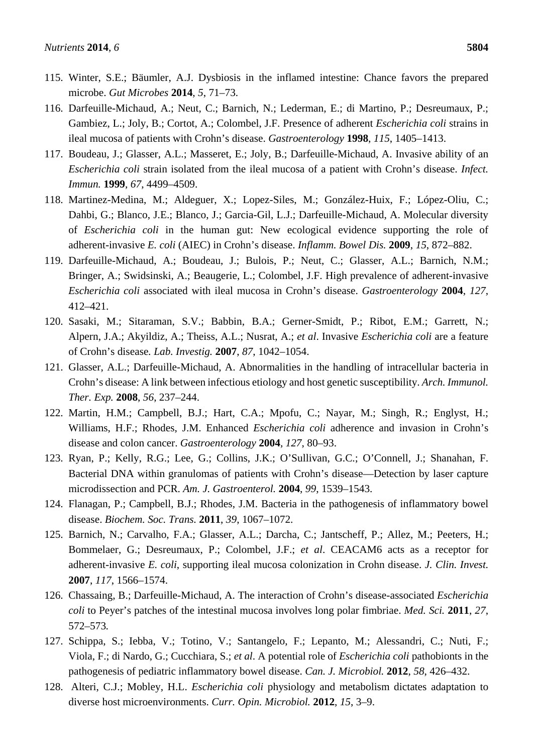115. Winter, S.E.; Bäumler, A.J. Dysbiosis in the inflamed intestine: Chance favors the prepared microbe. *Gut Microbes* **2014**, *5*, 71–73.
116. Darfeuille-Michaud, A.; Neut, C.; Barnich, N.; Lederman, E.; di Martino, P.; Desreumaux, P.; Gambiez, L.; Joly, B.; Cortot, A.; Colombel, J.F. Presence of adherent *Escherichia coli* strains in ileal mucosa of patients with Crohn's disease. *Gastroenterology* **1998**, *115*, 1405–1413.
117. Boudeau, J.; Glasser, A.L.; Masseret, E.; Joly, B.; Darfeuille-Michaud, A. Invasive ability of an *Escherichia coli* strain isolated from the ileal mucosa of a patient with Crohn's disease. *Infect. Immun.* **1999**, *67*, 4499–4509.
118. Martinez-Medina, M.; Aldeguer, X.; Lopez-Siles, M.; González-Huix, F.; López-Oliu, C.; Dahbi, G.; Blanco, J.E.; Blanco, J.; Garcia-Gil, L.J.; Darfeuille-Michaud, A. Molecular diversity of *Escherichia coli* in the human gut: New ecological evidence supporting the role of adherent-invasive *E. coli* (AIEC) in Crohn's disease. *Inflamm. Bowel Dis.* **2009**, *15*, 872–882.
119. Darfeuille-Michaud, A.; Boudeau, J.; Bulois, P.; Neut, C.; Glasser, A.L.; Barnich, N.M.; Bringer, A.; Swidsinski, A.; Beaugerie, L.; Colombel, J.F. High prevalence of adherent-invasive *Escherichia coli* associated with ileal mucosa in Crohn's disease. *Gastroenterology* **2004**, *127*, 412–421.
120. Sasaki, M.; Sitaraman, S.V.; Babbin, B.A.; Gerner-Smidt, P.; Ribot, E.M.; Garrett, N.; Alpern, J.A.; Akyildiz, A.; Theiss, A.L.; Nusrat, A.; *et al*. Invasive *Escherichia coli* are a feature of Crohn's disease. *Lab. Investig.* **2007**, *87*, 1042–1054.
121. Glasser, A.L.; Darfeuille-Michaud, A. Abnormalities in the handling of intracellular bacteria in Crohn's disease: A link between infectious etiology and host genetic susceptibility. *Arch. Immunol. Ther. Exp.* **2008**, *56*, 237–244.
122. Martin, H.M.; Campbell, B.J.; Hart, C.A.; Mpofu, C.; Nayar, M.; Singh, R.; Englyst, H.; Williams, H.F.; Rhodes, J.M. Enhanced *Escherichia coli* adherence and invasion in Crohn's disease and colon cancer. *Gastroenterology* **2004**, *127*, 80–93.
123. Ryan, P.; Kelly, R.G.; Lee, G.; Collins, J.K.; O'Sullivan, G.C.; O'Connell, J.; Shanahan, F. Bacterial DNA within granulomas of patients with Crohn's disease—Detection by laser capture microdissection and PCR. *Am. J. Gastroenterol.* **2004**, *99*, 1539–1543.
124. Flanagan, P.; Campbell, B.J.; Rhodes, J.M. Bacteria in the pathogenesis of inflammatory bowel disease. *Biochem. Soc. Trans.* **2011**, *39*, 1067–1072.
125. Barnich, N.; Carvalho, F.A.; Glasser, A.L.; Darcha, C.; Jantscheff, P.; Allez, M.; Peeters, H.; Bommelaer, G.; Desreumaux, P.; Colombel, J.F.; *et al*. CEACAM6 acts as a receptor for adherent-invasive *E. coli*, supporting ileal mucosa colonization in Crohn disease. *J. Clin. Invest.* **2007**, *117*, 1566–1574.
126. Chassaing, B.; Darfeuille-Michaud, A. The interaction of Crohn's disease-associated *Escherichia coli* to Peyer's patches of the intestinal mucosa involves long polar fimbriae. *Med. Sci.* **2011**, *27*, 572–573.
127. Schippa, S.; Iebba, V.; Totino, V.; Santangelo, F.; Lepanto, M.; Alessandri, C.; Nuti, F.; Viola, F.; di Nardo, G.; Cucchiara, S.; *et al*. A potential role of *Escherichia coli* pathobionts in the pathogenesis of pediatric inflammatory bowel disease. *Can. J. Microbiol.* **2012**, *58*, 426–432.
128. Alteri, C.J.; Mobley, H.L. *Escherichia coli* physiology and metabolism dictates adaptation to diverse host microenvironments. *Curr. Opin. Microbiol.* **2012**, *15*, 3–9.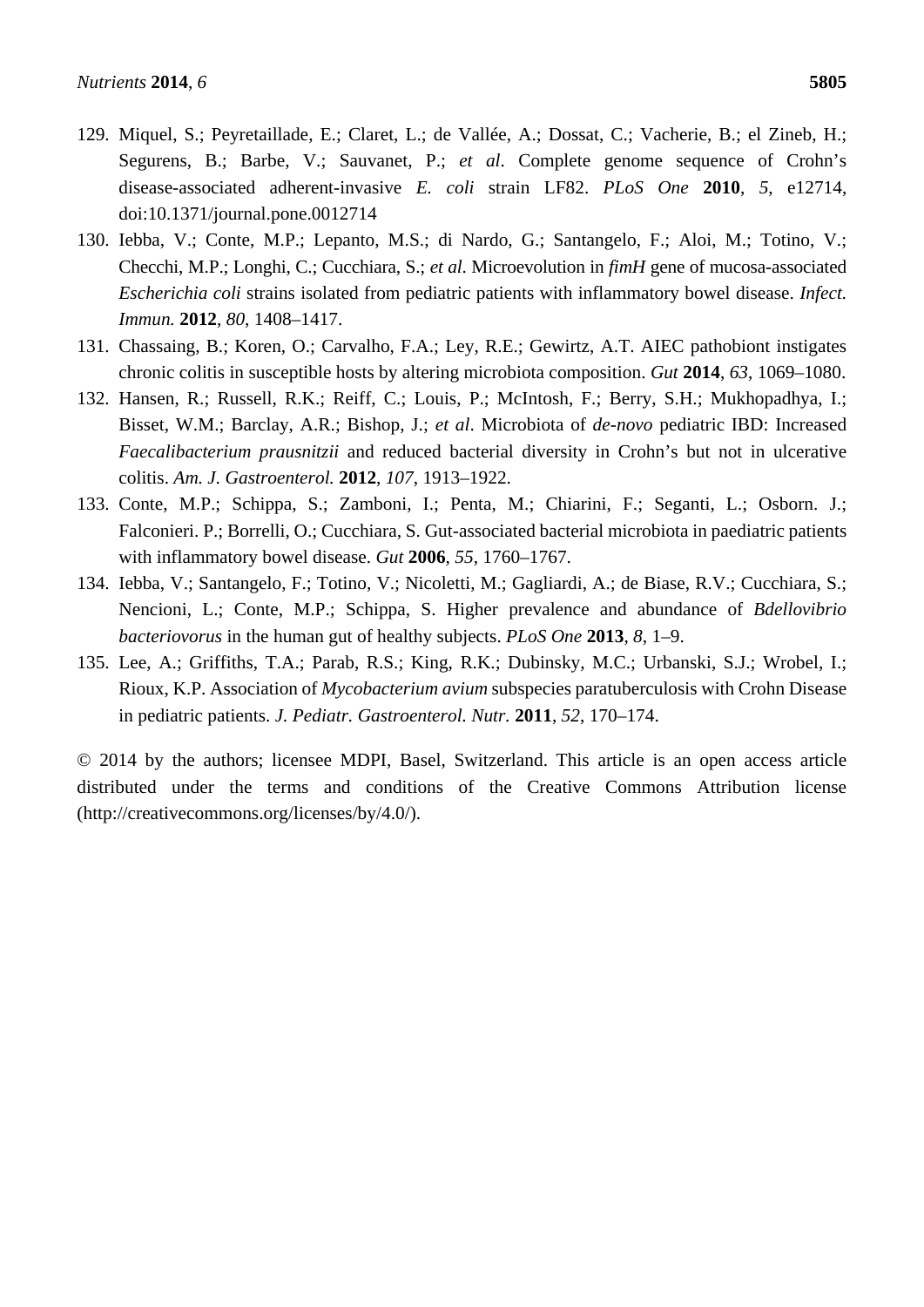129. Miquel, S.; Peyretaillade, E.; Claret, L.; de Vallée, A.; Dossat, C.; Vacherie, B.; el Zineb, H.; Segurens, B.; Barbe, V.; Sauvanet, P.; *et al*. Complete genome sequence of Crohn's disease-associated adherent-invasive *E. coli* strain LF82. *PLoS One* **2010**, *5*, e12714, doi:10.1371/journal.pone.0012714
130. Iebba, V.; Conte, M.P.; Lepanto, M.S.; di Nardo, G.; Santangelo, F.; Aloi, M.; Totino, V.; Checchi, M.P.; Longhi, C.; Cucchiara, S.; *et al*. Microevolution in *fimH* gene of mucosa-associated *Escherichia coli* strains isolated from pediatric patients with inflammatory bowel disease. *Infect. Immun.* **2012**, *80*, 1408–1417.
131. Chassaing, B.; Koren, O.; Carvalho, F.A.; Ley, R.E.; Gewirtz, A.T. AIEC pathobiont instigates chronic colitis in susceptible hosts by altering microbiota composition. *Gut* **2014**, *63*, 1069–1080.
132. Hansen, R.; Russell, R.K.; Reiff, C.; Louis, P.; McIntosh, F.; Berry, S.H.; Mukhopadhya, I.; Bisset, W.M.; Barclay, A.R.; Bishop, J.; *et al*. Microbiota of *de-novo* pediatric IBD: Increased *Faecalibacterium prausnitzii* and reduced bacterial diversity in Crohn's but not in ulcerative colitis. *Am. J. Gastroenterol.* **2012**, *107*, 1913–1922.
133. Conte, M.P.; Schippa, S.; Zamboni, I.; Penta, M.; Chiarini, F.; Seganti, L.; Osborn. J.; Falconieri. P.; Borrelli, O.; Cucchiara, S. Gut-associated bacterial microbiota in paediatric patients with inflammatory bowel disease. *Gut* **2006**, *55*, 1760–1767.
134. Iebba, V.; Santangelo, F.; Totino, V.; Nicoletti, M.; Gagliardi, A.; de Biase, R.V.; Cucchiara, S.; Nencioni, L.; Conte, M.P.; Schippa, S. Higher prevalence and abundance of *Bdellovibrio bacteriovorus* in the human gut of healthy subjects. *PLoS One* **2013**, *8*, 1–9.
135. Lee, A.; Griffiths, T.A.; Parab, R.S.; King, R.K.; Dubinsky, M.C.; Urbanski, S.J.; Wrobel, I.; Rioux, K.P. Association of *Mycobacterium avium* subspecies paratuberculosis with Crohn Disease in pediatric patients. *J. Pediatr. Gastroenterol. Nutr.* **2011**, *52*, 170–174.

© 2014 by the authors; licensee MDPI, Basel, Switzerland. This article is an open access article distributed under the terms and conditions of the Creative Commons Attribution license (http://creativecommons.org/licenses/by/4.0/).